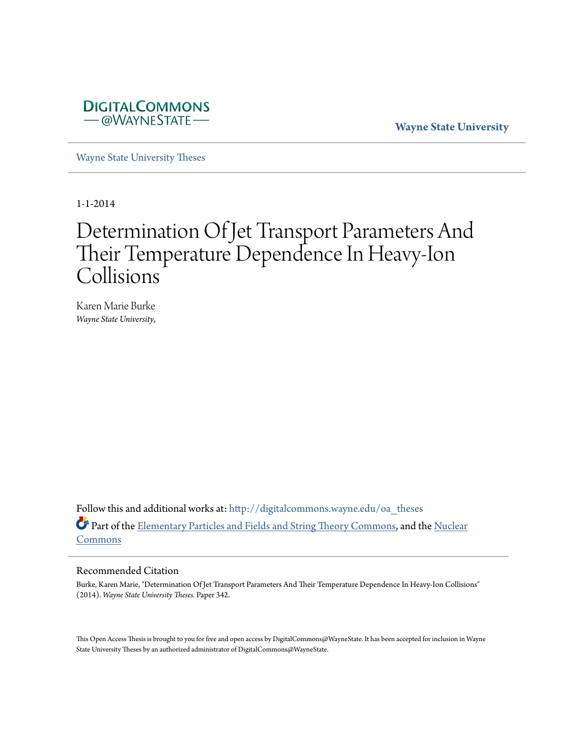DigitalCommons @WayneState

Wayne State University

Wayne State University Theses

1-1-2014

# Determination Of Jet Transport Parameters And Their Temperature Dependence In Heavy-Ion Collisions

Karen Marie Burke
*Wayne State University,*

Follow this and additional works at: http://digitalcommons.wayne.edu/oa_theses

Part of the Elementary Particles and Fields and String Theory Commons, and the Nuclear Commons

## Recommended Citation

Burke, Karen Marie, "Determination Of Jet Transport Parameters And Their Temperature Dependence In Heavy-Ion Collisions" (2014). *Wayne State University Theses.* Paper 342.

This Open Access Thesis is brought to you for free and open access by DigitalCommons@WayneState. It has been accepted for inclusion in Wayne State University Theses by an authorized administrator of DigitalCommons@WayneState.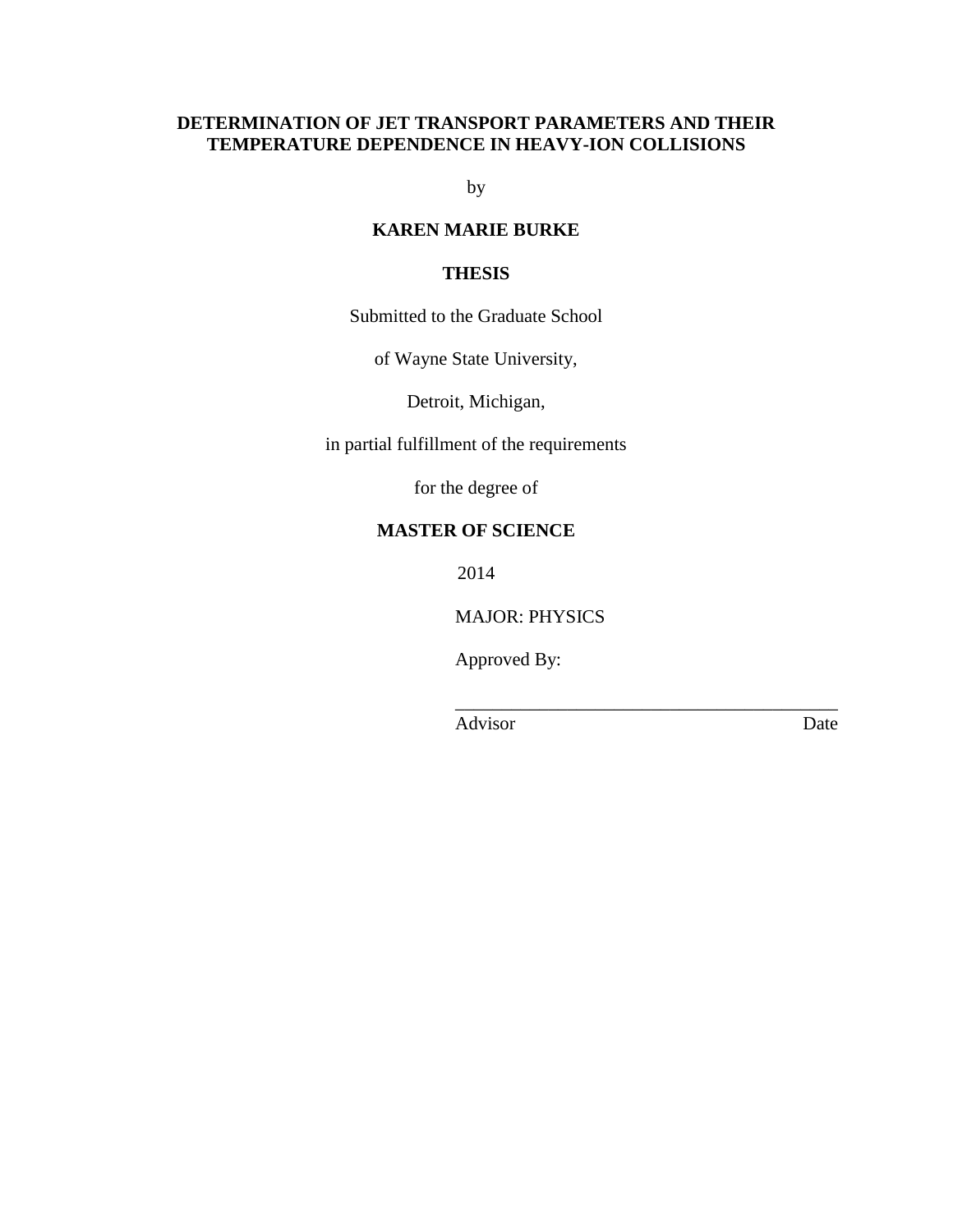**DETERMINATION OF JET TRANSPORT PARAMETERS AND THEIR TEMPERATURE DEPENDENCE IN HEAVY-ION COLLISIONS**

by

**KAREN MARIE BURKE**

**THESIS**

Submitted to the Graduate School

of Wayne State University,

Detroit, Michigan,

in partial fulfillment of the requirements

for the degree of

**MASTER OF SCIENCE**

2014

MAJOR: PHYSICS

Approved By:

\_\_\_\_\_\_\_\_\_\_\_\_\_\_\_\_\_\_\_\_\_\_\_\_\_\_\_\_\_\_\_\_\_\_\_\_\_\_\_\_\_\_

Advisor                                                            Date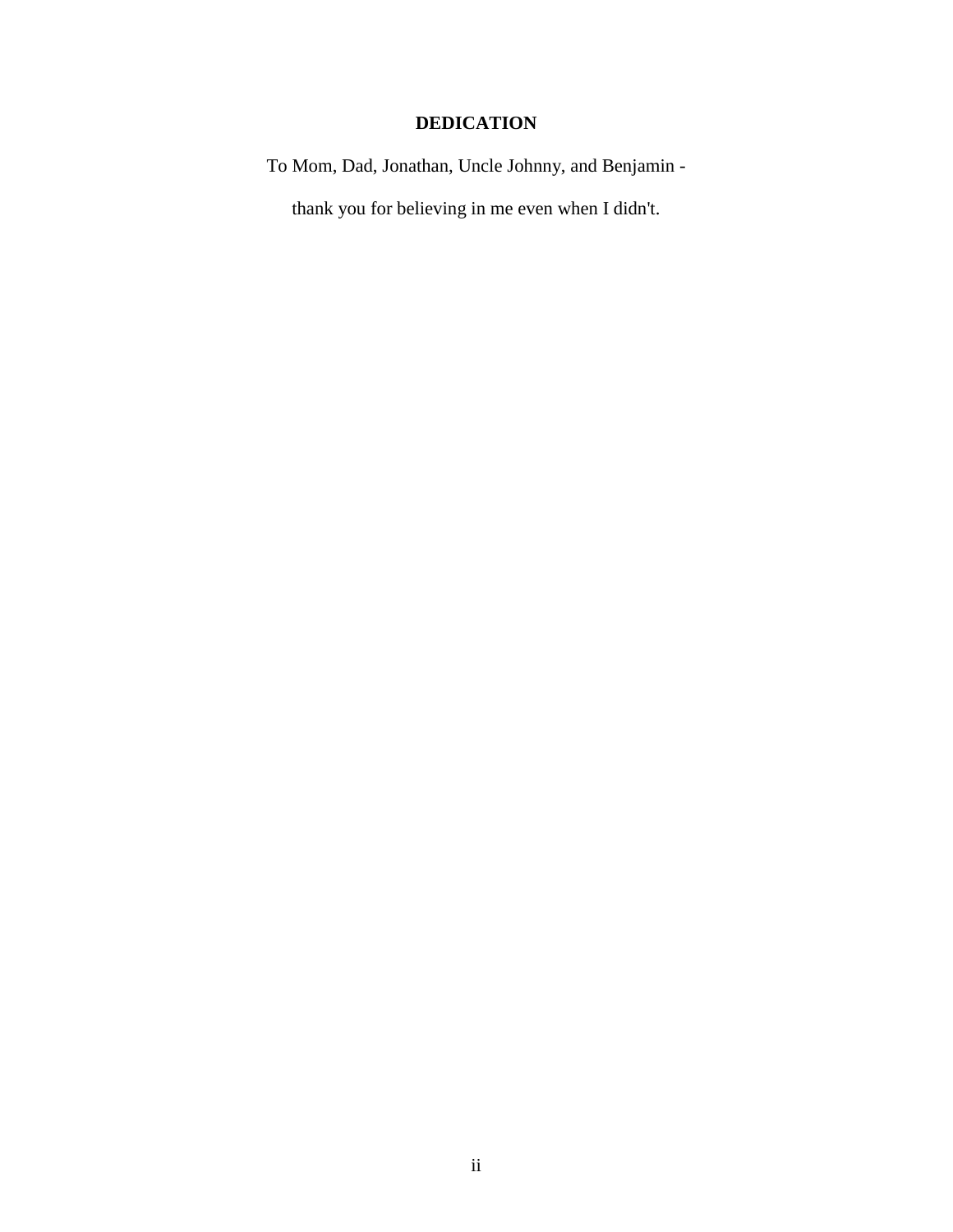# DEDICATION

To Mom, Dad, Jonathan, Uncle Johnny, and Benjamin -

thank you for believing in me even when I didn't.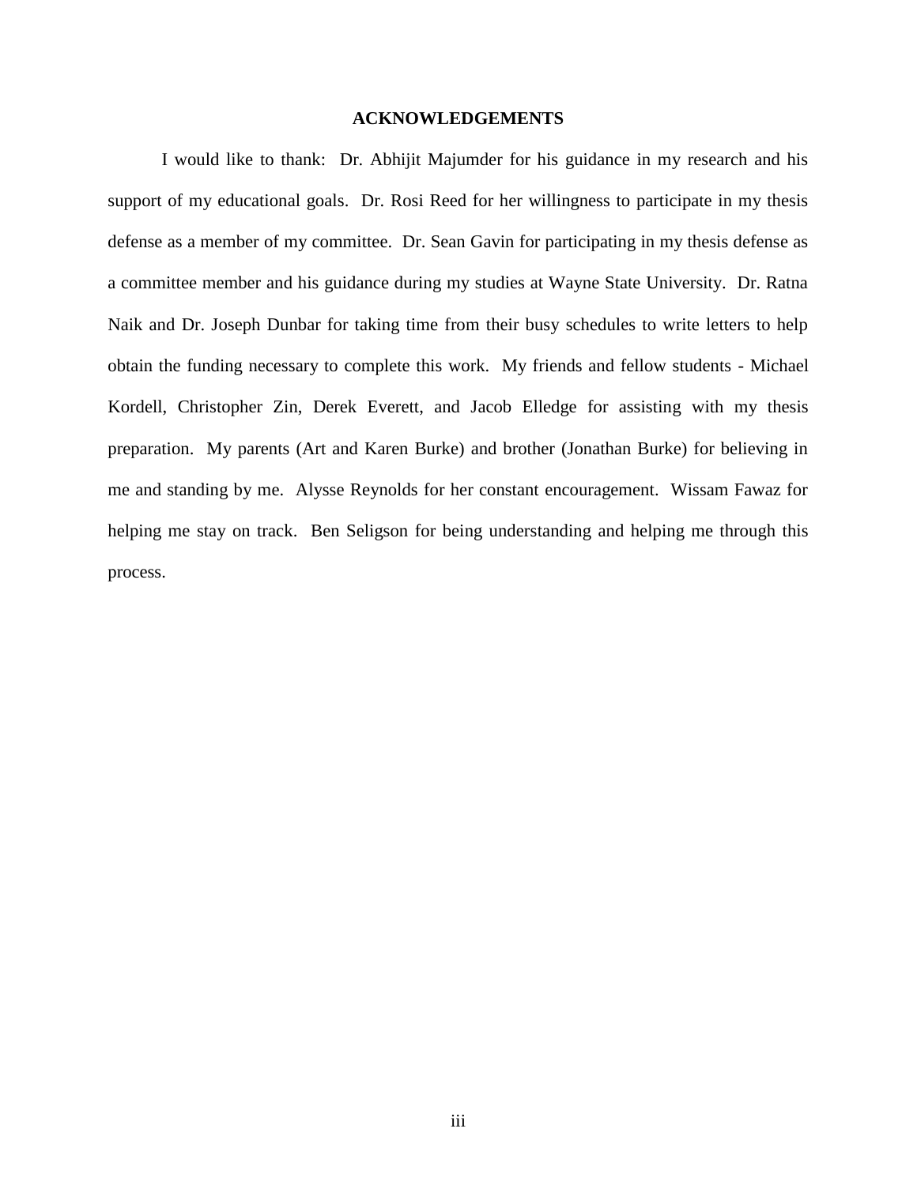# ACKNOWLEDGEMENTS

I would like to thank: Dr. Abhijit Majumder for his guidance in my research and his support of my educational goals. Dr. Rosi Reed for her willingness to participate in my thesis defense as a member of my committee. Dr. Sean Gavin for participating in my thesis defense as a committee member and his guidance during my studies at Wayne State University. Dr. Ratna Naik and Dr. Joseph Dunbar for taking time from their busy schedules to write letters to help obtain the funding necessary to complete this work. My friends and fellow students - Michael Kordell, Christopher Zin, Derek Everett, and Jacob Elledge for assisting with my thesis preparation. My parents (Art and Karen Burke) and brother (Jonathan Burke) for believing in me and standing by me. Alysse Reynolds for her constant encouragement. Wissam Fawaz for helping me stay on track. Ben Seligson for being understanding and helping me through this process.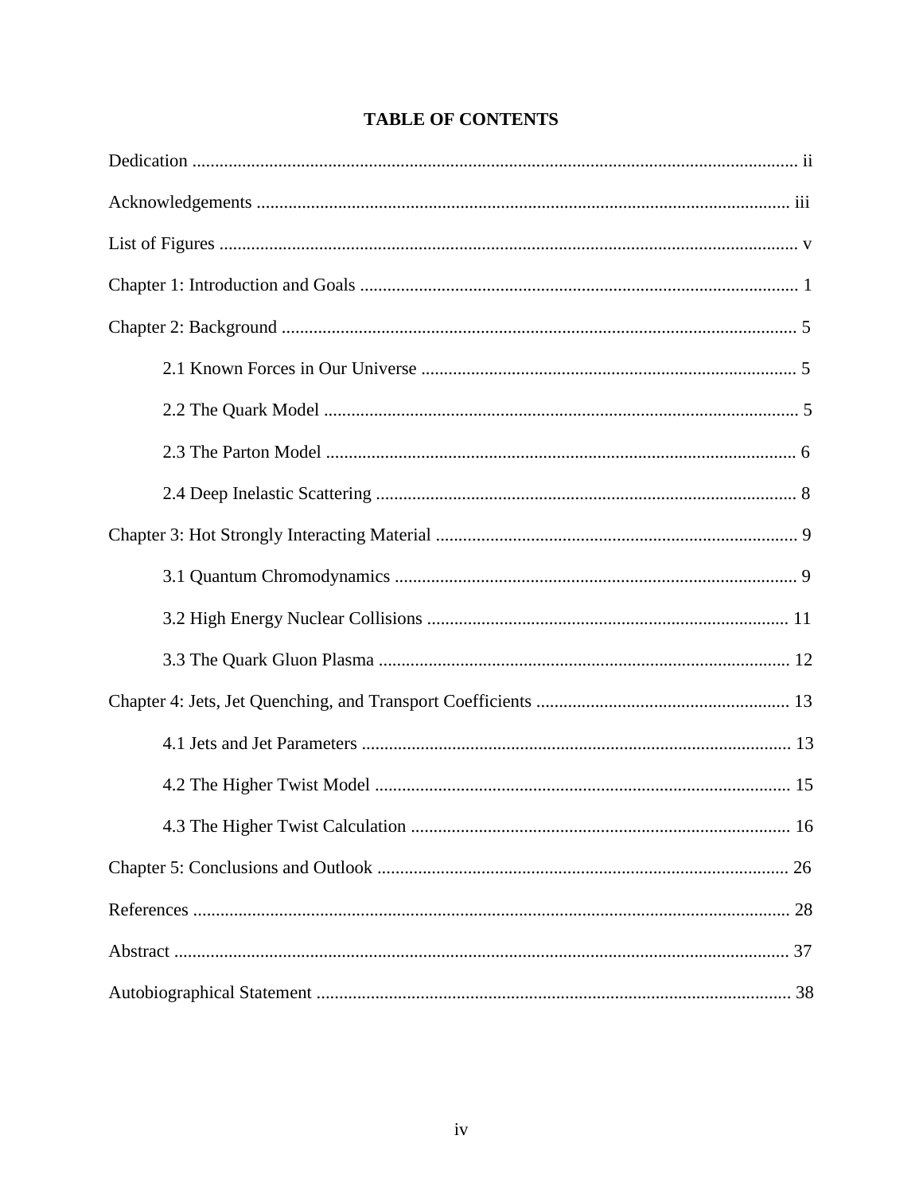# TABLE OF CONTENTS

Dedication ..................................................................................................................... ii

Acknowledgements ..................................................................................................... iii

List of Figures ............................................................................................................... v

Chapter 1: Introduction and Goals ................................................................................ 1

Chapter 2: Background ................................................................................................. 5

  2.1 Known Forces in Our Universe .................................................................................. 5

  2.2 The Quark Model ........................................................................................................ 5

  2.3 The Parton Model ........................................................................................................ 6

  2.4 Deep Inelastic Scattering ............................................................................................. 8

Chapter 3: Hot Strongly Interacting Material ............................................................... 9

  3.1 Quantum Chromodynamics ......................................................................................... 9

  3.2 High Energy Nuclear Collisions ................................................................................ 11

  3.3 The Quark Gluon Plasma ........................................................................................... 12

Chapter 4: Jets, Jet Quenching, and Transport Coefficients ....................................... 13

  4.1 Jets and Jet Parameters .............................................................................................. 13

  4.2 The Higher Twist Model ............................................................................................ 15

  4.3 The Higher Twist Calculation ................................................................................... 16

Chapter 5: Conclusions and Outlook .......................................................................... 26

References ................................................................................................................... 28

Abstract ....................................................................................................................... 37

Autobiographical Statement ........................................................................................ 38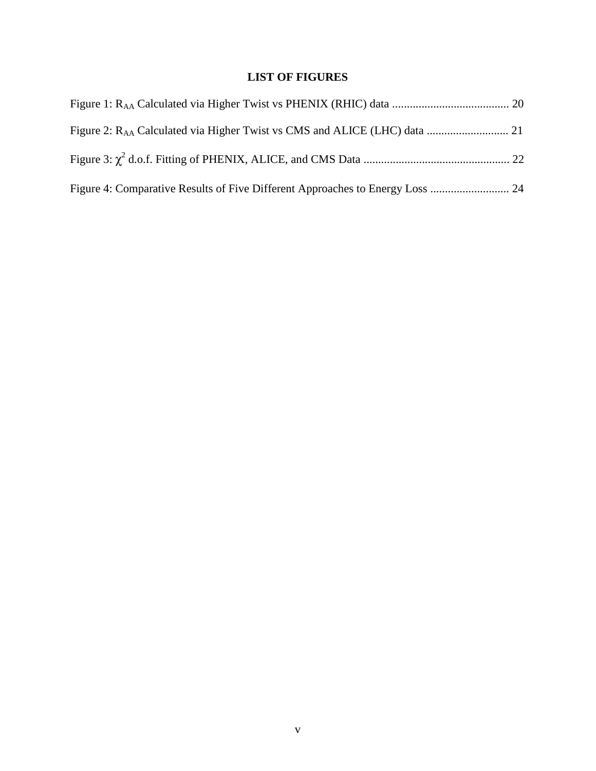# LIST OF FIGURES

Figure 1: $R_{AA}$ Calculated via Higher Twist vs PHENIX (RHIC) data ........................................ 20

Figure 2: $R_{AA}$ Calculated via Higher Twist vs CMS and ALICE (LHC) data ............................ 21

Figure 3: $\chi^2$ d.o.f. Fitting of PHENIX, ALICE, and CMS Data .................................................. 22

Figure 4: Comparative Results of Five Different Approaches to Energy Loss ........................... 24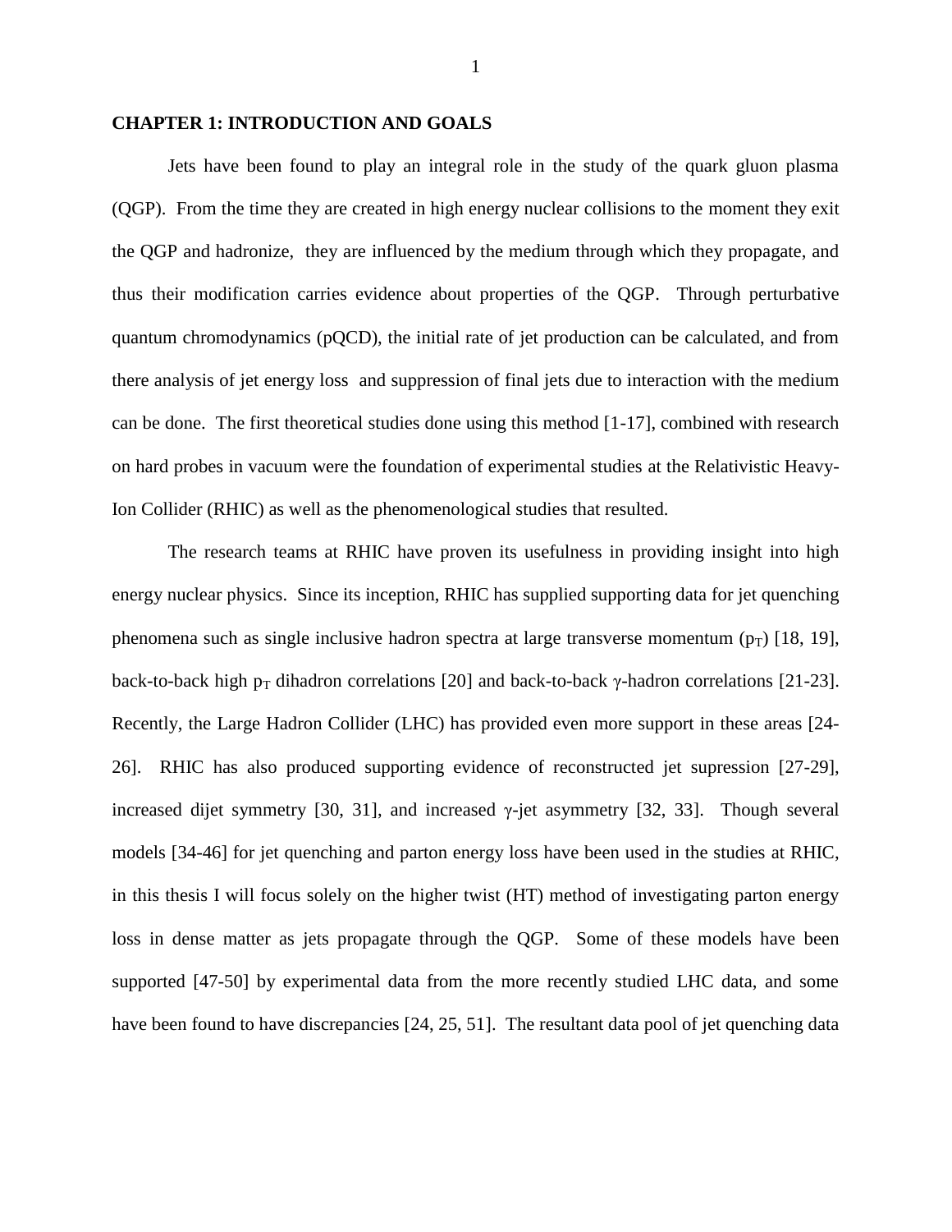# CHAPTER 1: INTRODUCTION AND GOALS

Jets have been found to play an integral role in the study of the quark gluon plasma (QGP). From the time they are created in high energy nuclear collisions to the moment they exit the QGP and hadronize, they are influenced by the medium through which they propagate, and thus their modification carries evidence about properties of the QGP. Through perturbative quantum chromodynamics (pQCD), the initial rate of jet production can be calculated, and from there analysis of jet energy loss and suppression of final jets due to interaction with the medium can be done. The first theoretical studies done using this method [1-17], combined with research on hard probes in vacuum were the foundation of experimental studies at the Relativistic Heavy-Ion Collider (RHIC) as well as the phenomenological studies that resulted.

The research teams at RHIC have proven its usefulness in providing insight into high energy nuclear physics. Since its inception, RHIC has supplied supporting data for jet quenching phenomena such as single inclusive hadron spectra at large transverse momentum ($p_T$) [18, 19], back-to-back high $p_T$ dihadron correlations [20] and back-to-back $\gamma$-hadron correlations [21-23]. Recently, the Large Hadron Collider (LHC) has provided even more support in these areas [24-26]. RHIC has also produced supporting evidence of reconstructed jet supression [27-29], increased dijet symmetry [30, 31], and increased $\gamma$-jet asymmetry [32, 33]. Though several models [34-46] for jet quenching and parton energy loss have been used in the studies at RHIC, in this thesis I will focus solely on the higher twist (HT) method of investigating parton energy loss in dense matter as jets propagate through the QGP. Some of these models have been supported [47-50] by experimental data from the more recently studied LHC data, and some have been found to have discrepancies [24, 25, 51]. The resultant data pool of jet quenching data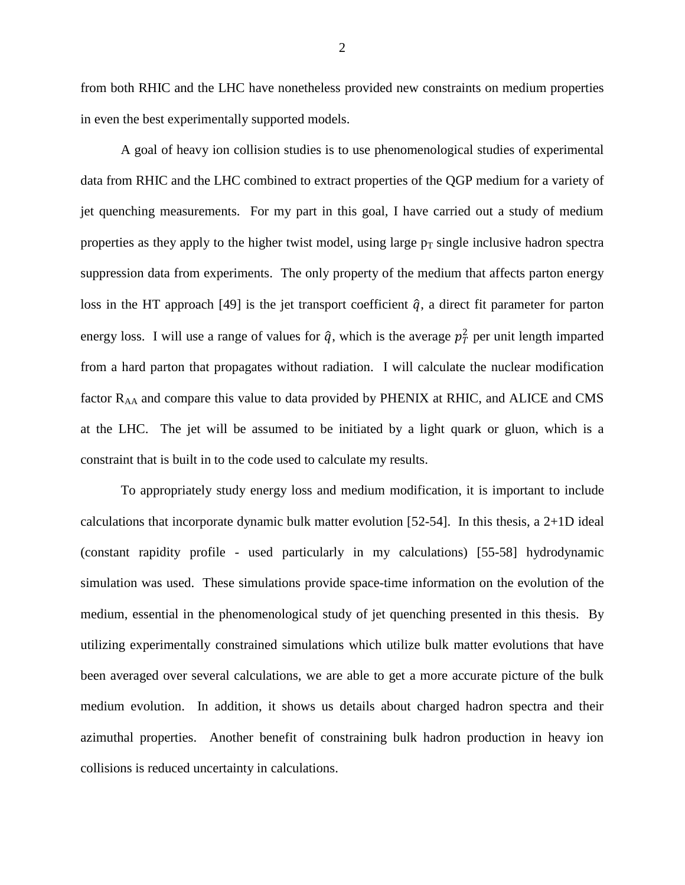from both RHIC and the LHC have nonetheless provided new constraints on medium properties in even the best experimentally supported models.

A goal of heavy ion collision studies is to use phenomenological studies of experimental data from RHIC and the LHC combined to extract properties of the QGP medium for a variety of jet quenching measurements. For my part in this goal, I have carried out a study of medium properties as they apply to the higher twist model, using large $p_T$ single inclusive hadron spectra suppression data from experiments. The only property of the medium that affects parton energy loss in the HT approach [49] is the jet transport coefficient $\hat{q}$, a direct fit parameter for parton energy loss. I will use a range of values for $\hat{q}$, which is the average $p_T^2$ per unit length imparted from a hard parton that propagates without radiation. I will calculate the nuclear modification factor $R_{AA}$ and compare this value to data provided by PHENIX at RHIC, and ALICE and CMS at the LHC. The jet will be assumed to be initiated by a light quark or gluon, which is a constraint that is built in to the code used to calculate my results.

To appropriately study energy loss and medium modification, it is important to include calculations that incorporate dynamic bulk matter evolution [52-54]. In this thesis, a 2+1D ideal (constant rapidity profile - used particularly in my calculations) [55-58] hydrodynamic simulation was used. These simulations provide space-time information on the evolution of the medium, essential in the phenomenological study of jet quenching presented in this thesis. By utilizing experimentally constrained simulations which utilize bulk matter evolutions that have been averaged over several calculations, we are able to get a more accurate picture of the bulk medium evolution. In addition, it shows us details about charged hadron spectra and their azimuthal properties. Another benefit of constraining bulk hadron production in heavy ion collisions is reduced uncertainty in calculations.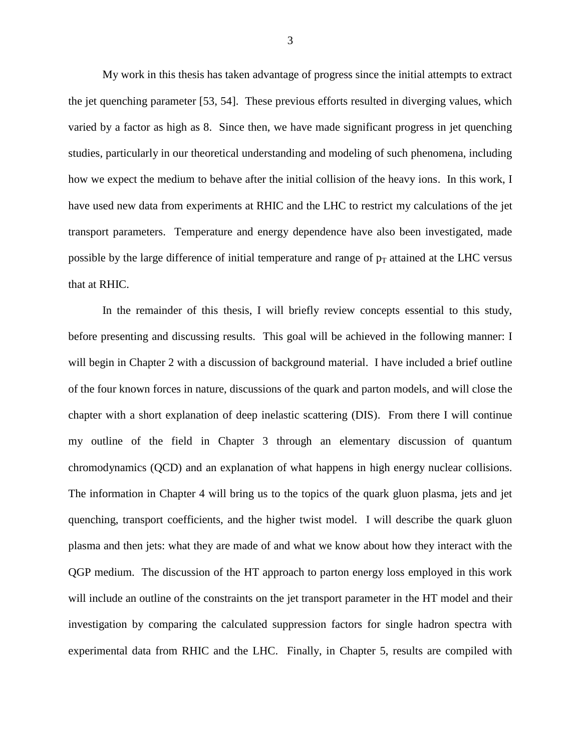My work in this thesis has taken advantage of progress since the initial attempts to extract the jet quenching parameter [53, 54]. These previous efforts resulted in diverging values, which varied by a factor as high as 8. Since then, we have made significant progress in jet quenching studies, particularly in our theoretical understanding and modeling of such phenomena, including how we expect the medium to behave after the initial collision of the heavy ions. In this work, I have used new data from experiments at RHIC and the LHC to restrict my calculations of the jet transport parameters. Temperature and energy dependence have also been investigated, made possible by the large difference of initial temperature and range of $p_T$ attained at the LHC versus that at RHIC.

In the remainder of this thesis, I will briefly review concepts essential to this study, before presenting and discussing results. This goal will be achieved in the following manner: I will begin in Chapter 2 with a discussion of background material. I have included a brief outline of the four known forces in nature, discussions of the quark and parton models, and will close the chapter with a short explanation of deep inelastic scattering (DIS). From there I will continue my outline of the field in Chapter 3 through an elementary discussion of quantum chromodynamics (QCD) and an explanation of what happens in high energy nuclear collisions. The information in Chapter 4 will bring us to the topics of the quark gluon plasma, jets and jet quenching, transport coefficients, and the higher twist model. I will describe the quark gluon plasma and then jets: what they are made of and what we know about how they interact with the QGP medium. The discussion of the HT approach to parton energy loss employed in this work will include an outline of the constraints on the jet transport parameter in the HT model and their investigation by comparing the calculated suppression factors for single hadron spectra with experimental data from RHIC and the LHC. Finally, in Chapter 5, results are compiled with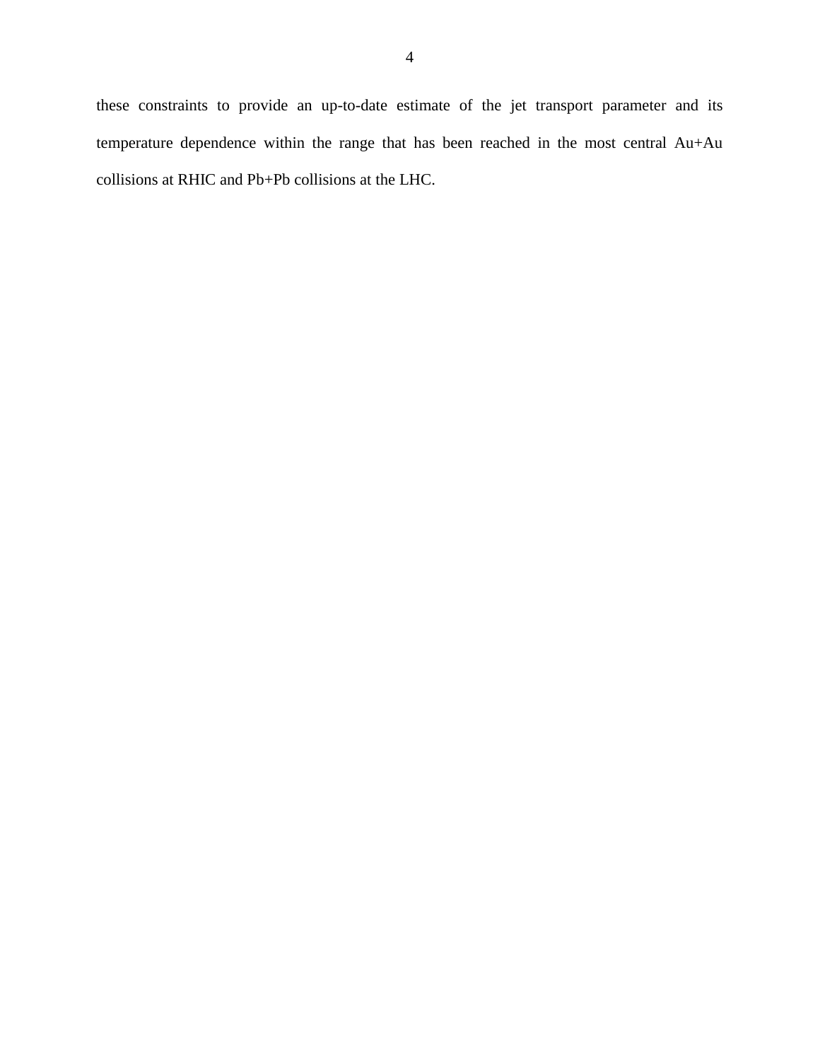these constraints to provide an up-to-date estimate of the jet transport parameter and its temperature dependence within the range that has been reached in the most central Au+Au collisions at RHIC and Pb+Pb collisions at the LHC.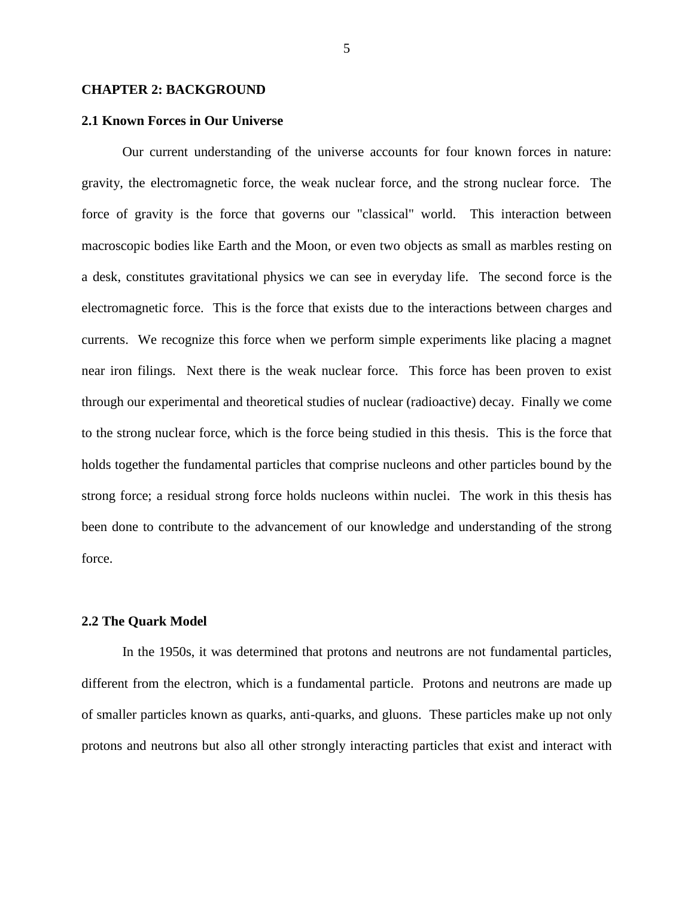# CHAPTER 2: BACKGROUND

## 2.1 Known Forces in Our Universe

Our current understanding of the universe accounts for four known forces in nature: gravity, the electromagnetic force, the weak nuclear force, and the strong nuclear force. The force of gravity is the force that governs our "classical" world. This interaction between macroscopic bodies like Earth and the Moon, or even two objects as small as marbles resting on a desk, constitutes gravitational physics we can see in everyday life. The second force is the electromagnetic force. This is the force that exists due to the interactions between charges and currents. We recognize this force when we perform simple experiments like placing a magnet near iron filings. Next there is the weak nuclear force. This force has been proven to exist through our experimental and theoretical studies of nuclear (radioactive) decay. Finally we come to the strong nuclear force, which is the force being studied in this thesis. This is the force that holds together the fundamental particles that comprise nucleons and other particles bound by the strong force; a residual strong force holds nucleons within nuclei. The work in this thesis has been done to contribute to the advancement of our knowledge and understanding of the strong force.

## 2.2 The Quark Model

In the 1950s, it was determined that protons and neutrons are not fundamental particles, different from the electron, which is a fundamental particle. Protons and neutrons are made up of smaller particles known as quarks, anti-quarks, and gluons. These particles make up not only protons and neutrons but also all other strongly interacting particles that exist and interact with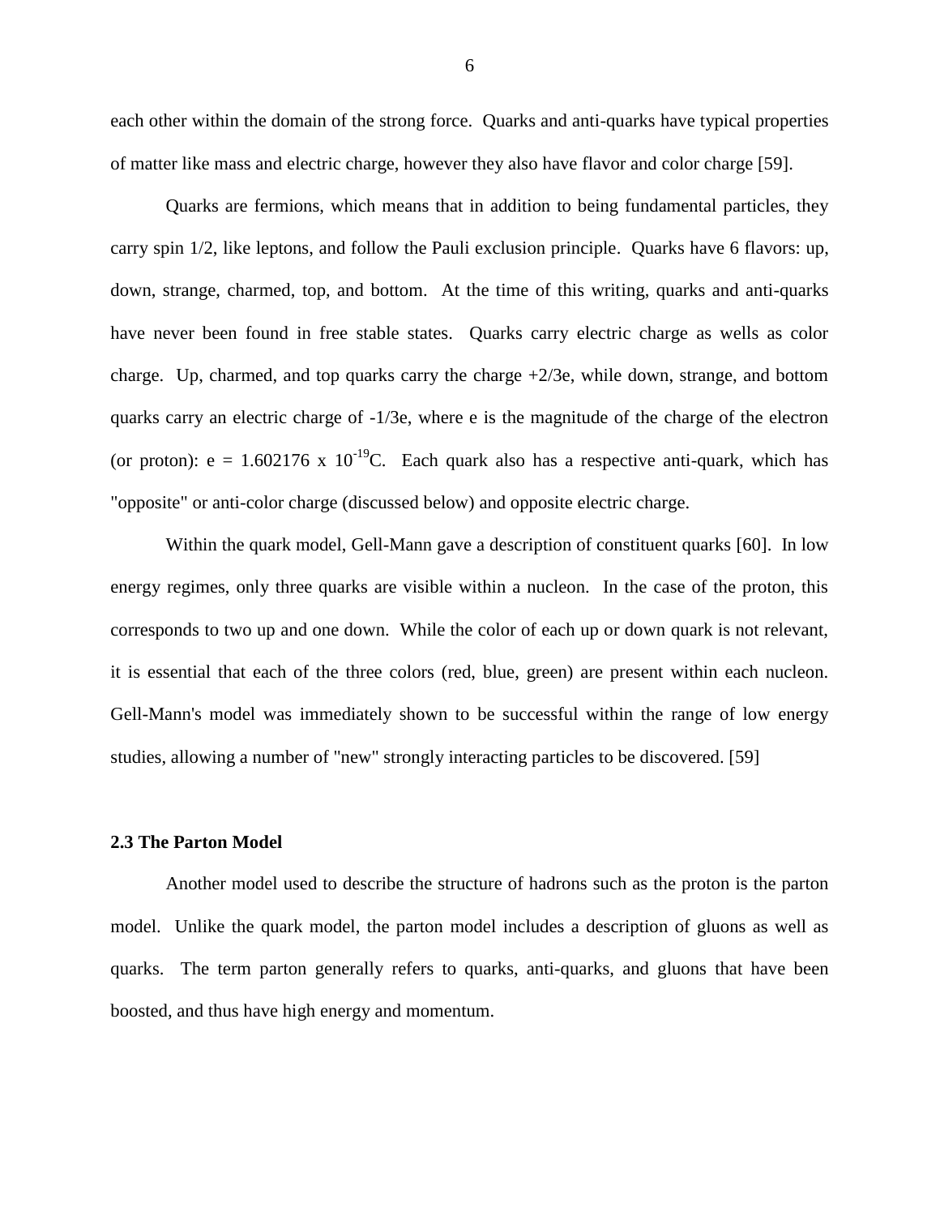each other within the domain of the strong force. Quarks and anti-quarks have typical properties of matter like mass and electric charge, however they also have flavor and color charge [59].

Quarks are fermions, which means that in addition to being fundamental particles, they carry spin 1/2, like leptons, and follow the Pauli exclusion principle. Quarks have 6 flavors: up, down, strange, charmed, top, and bottom. At the time of this writing, quarks and anti-quarks have never been found in free stable states. Quarks carry electric charge as wells as color charge. Up, charmed, and top quarks carry the charge +2/3e, while down, strange, and bottom quarks carry an electric charge of -1/3e, where e is the magnitude of the charge of the electron (or proton): $e = 1.602176 \times 10^{-19}$C. Each quark also has a respective anti-quark, which has "opposite" or anti-color charge (discussed below) and opposite electric charge.

Within the quark model, Gell-Mann gave a description of constituent quarks [60]. In low energy regimes, only three quarks are visible within a nucleon. In the case of the proton, this corresponds to two up and one down. While the color of each up or down quark is not relevant, it is essential that each of the three colors (red, blue, green) are present within each nucleon. Gell-Mann's model was immediately shown to be successful within the range of low energy studies, allowing a number of "new" strongly interacting particles to be discovered. [59]

### 2.3 The Parton Model

Another model used to describe the structure of hadrons such as the proton is the parton model. Unlike the quark model, the parton model includes a description of gluons as well as quarks. The term parton generally refers to quarks, anti-quarks, and gluons that have been boosted, and thus have high energy and momentum.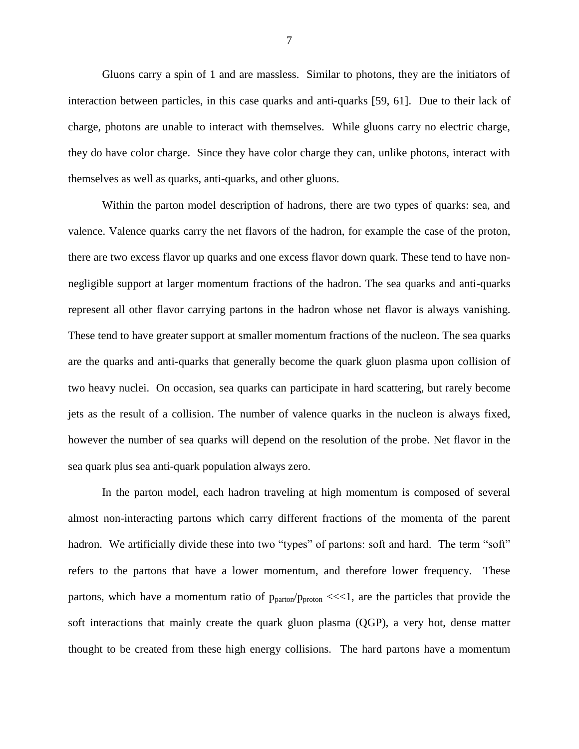Gluons carry a spin of 1 and are massless. Similar to photons, they are the initiators of interaction between particles, in this case quarks and anti-quarks [59, 61]. Due to their lack of charge, photons are unable to interact with themselves. While gluons carry no electric charge, they do have color charge. Since they have color charge they can, unlike photons, interact with themselves as well as quarks, anti-quarks, and other gluons.

Within the parton model description of hadrons, there are two types of quarks: sea, and valence. Valence quarks carry the net flavors of the hadron, for example the case of the proton, there are two excess flavor up quarks and one excess flavor down quark. These tend to have non-negligible support at larger momentum fractions of the hadron. The sea quarks and anti-quarks represent all other flavor carrying partons in the hadron whose net flavor is always vanishing. These tend to have greater support at smaller momentum fractions of the nucleon. The sea quarks are the quarks and anti-quarks that generally become the quark gluon plasma upon collision of two heavy nuclei. On occasion, sea quarks can participate in hard scattering, but rarely become jets as the result of a collision. The number of valence quarks in the nucleon is always fixed, however the number of sea quarks will depend on the resolution of the probe. Net flavor in the sea quark plus sea anti-quark population always zero.

In the parton model, each hadron traveling at high momentum is composed of several almost non-interacting partons which carry different fractions of the momenta of the parent hadron. We artificially divide these into two "types" of partons: soft and hard. The term "soft" refers to the partons that have a lower momentum, and therefore lower frequency. These partons, which have a momentum ratio of $p_{parton}/p_{proton}$ <<<1, are the particles that provide the soft interactions that mainly create the quark gluon plasma (QGP), a very hot, dense matter thought to be created from these high energy collisions. The hard partons have a momentum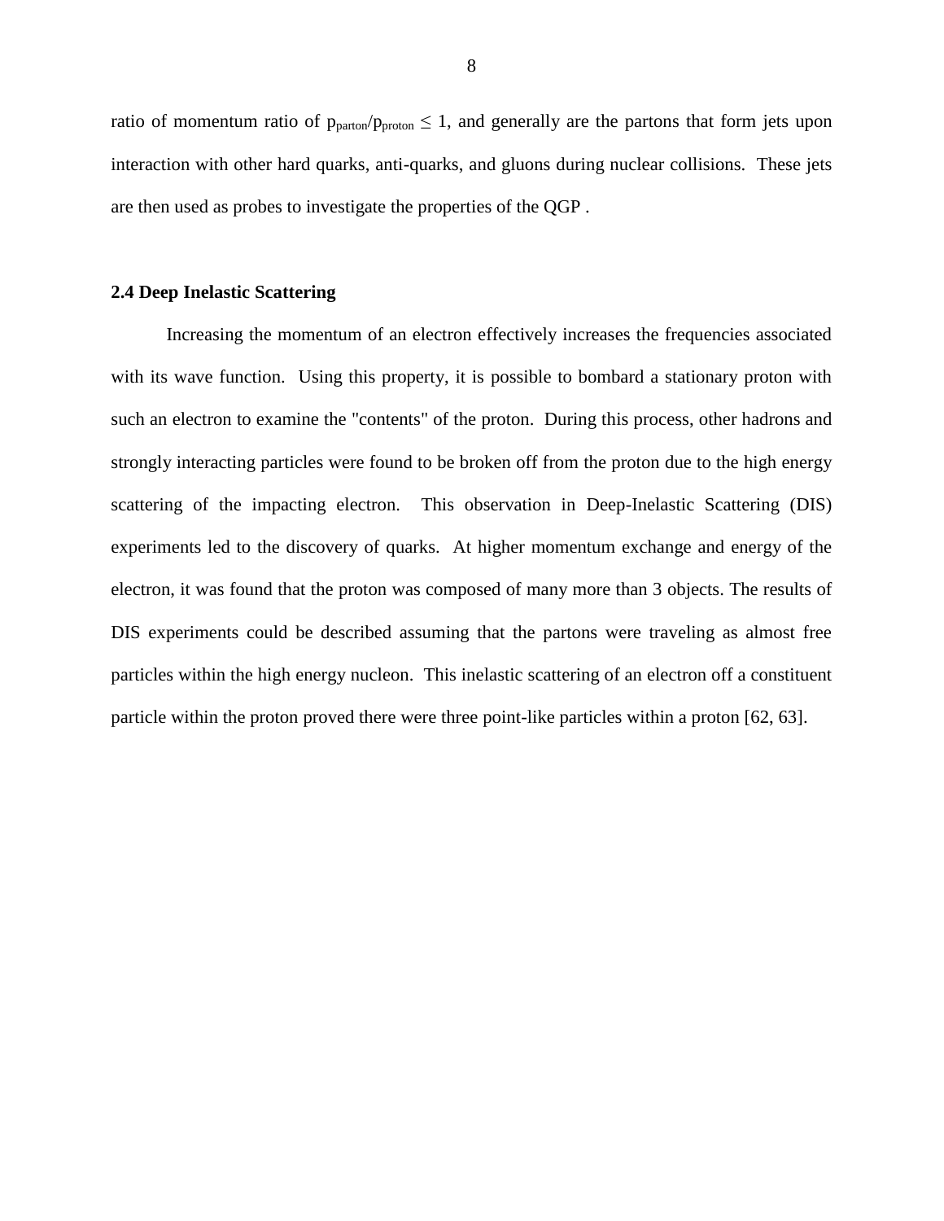ratio of momentum ratio of $p_{parton}/p_{proton} \leq 1$, and generally are the partons that form jets upon interaction with other hard quarks, anti-quarks, and gluons during nuclear collisions. These jets are then used as probes to investigate the properties of the QGP .

### 2.4 Deep Inelastic Scattering

Increasing the momentum of an electron effectively increases the frequencies associated with its wave function. Using this property, it is possible to bombard a stationary proton with such an electron to examine the "contents" of the proton. During this process, other hadrons and strongly interacting particles were found to be broken off from the proton due to the high energy scattering of the impacting electron. This observation in Deep-Inelastic Scattering (DIS) experiments led to the discovery of quarks. At higher momentum exchange and energy of the electron, it was found that the proton was composed of many more than 3 objects. The results of DIS experiments could be described assuming that the partons were traveling as almost free particles within the high energy nucleon. This inelastic scattering of an electron off a constituent particle within the proton proved there were three point-like particles within a proton [62, 63].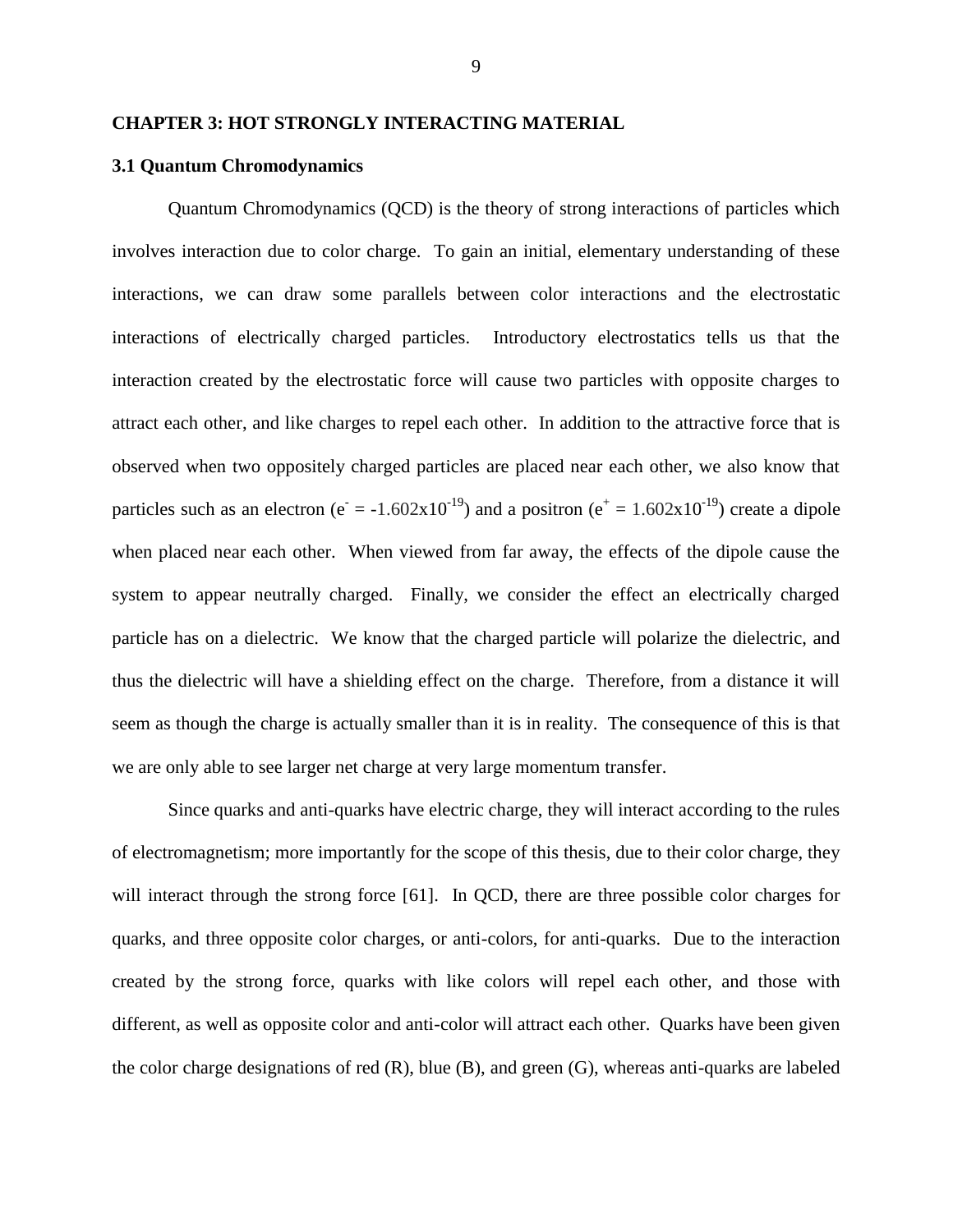# CHAPTER 3: HOT STRONGLY INTERACTING MATERIAL

## 3.1 Quantum Chromodynamics

Quantum Chromodynamics (QCD) is the theory of strong interactions of particles which involves interaction due to color charge. To gain an initial, elementary understanding of these interactions, we can draw some parallels between color interactions and the electrostatic interactions of electrically charged particles. Introductory electrostatics tells us that the interaction created by the electrostatic force will cause two particles with opposite charges to attract each other, and like charges to repel each other. In addition to the attractive force that is observed when two oppositely charged particles are placed near each other, we also know that particles such as an electron ($e^{-} = -1.602\text{x}10^{-19}$) and a positron ($e^{+} = 1.602\text{x}10^{-19}$) create a dipole when placed near each other. When viewed from far away, the effects of the dipole cause the system to appear neutrally charged. Finally, we consider the effect an electrically charged particle has on a dielectric. We know that the charged particle will polarize the dielectric, and thus the dielectric will have a shielding effect on the charge. Therefore, from a distance it will seem as though the charge is actually smaller than it is in reality. The consequence of this is that we are only able to see larger net charge at very large momentum transfer.

Since quarks and anti-quarks have electric charge, they will interact according to the rules of electromagnetism; more importantly for the scope of this thesis, due to their color charge, they will interact through the strong force [61]. In QCD, there are three possible color charges for quarks, and three opposite color charges, or anti-colors, for anti-quarks. Due to the interaction created by the strong force, quarks with like colors will repel each other, and those with different, as well as opposite color and anti-color will attract each other. Quarks have been given the color charge designations of red (R), blue (B), and green (G), whereas anti-quarks are labeled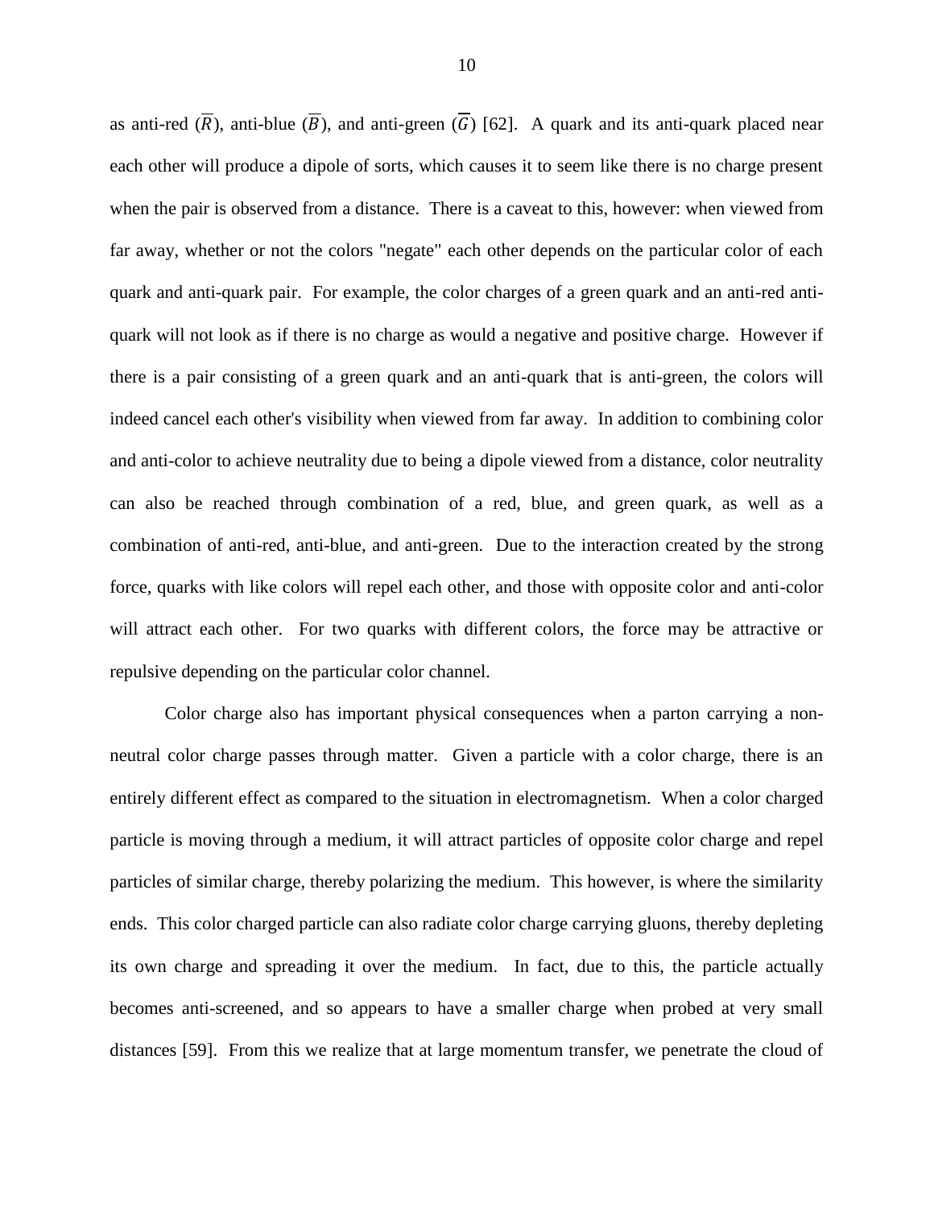as anti-red ($\overline{R}$), anti-blue ($\overline{B}$), and anti-green ($\overline{G}$) [62]. A quark and its anti-quark placed near each other will produce a dipole of sorts, which causes it to seem like there is no charge present when the pair is observed from a distance. There is a caveat to this, however: when viewed from far away, whether or not the colors "negate" each other depends on the particular color of each quark and anti-quark pair. For example, the color charges of a green quark and an anti-red anti-quark will not look as if there is no charge as would a negative and positive charge. However if there is a pair consisting of a green quark and an anti-quark that is anti-green, the colors will indeed cancel each other's visibility when viewed from far away. In addition to combining color and anti-color to achieve neutrality due to being a dipole viewed from a distance, color neutrality can also be reached through combination of a red, blue, and green quark, as well as a combination of anti-red, anti-blue, and anti-green. Due to the interaction created by the strong force, quarks with like colors will repel each other, and those with opposite color and anti-color will attract each other. For two quarks with different colors, the force may be attractive or repulsive depending on the particular color channel.

Color charge also has important physical consequences when a parton carrying a non-neutral color charge passes through matter. Given a particle with a color charge, there is an entirely different effect as compared to the situation in electromagnetism. When a color charged particle is moving through a medium, it will attract particles of opposite color charge and repel particles of similar charge, thereby polarizing the medium. This however, is where the similarity ends. This color charged particle can also radiate color charge carrying gluons, thereby depleting its own charge and spreading it over the medium. In fact, due to this, the particle actually becomes anti-screened, and so appears to have a smaller charge when probed at very small distances [59]. From this we realize that at large momentum transfer, we penetrate the cloud of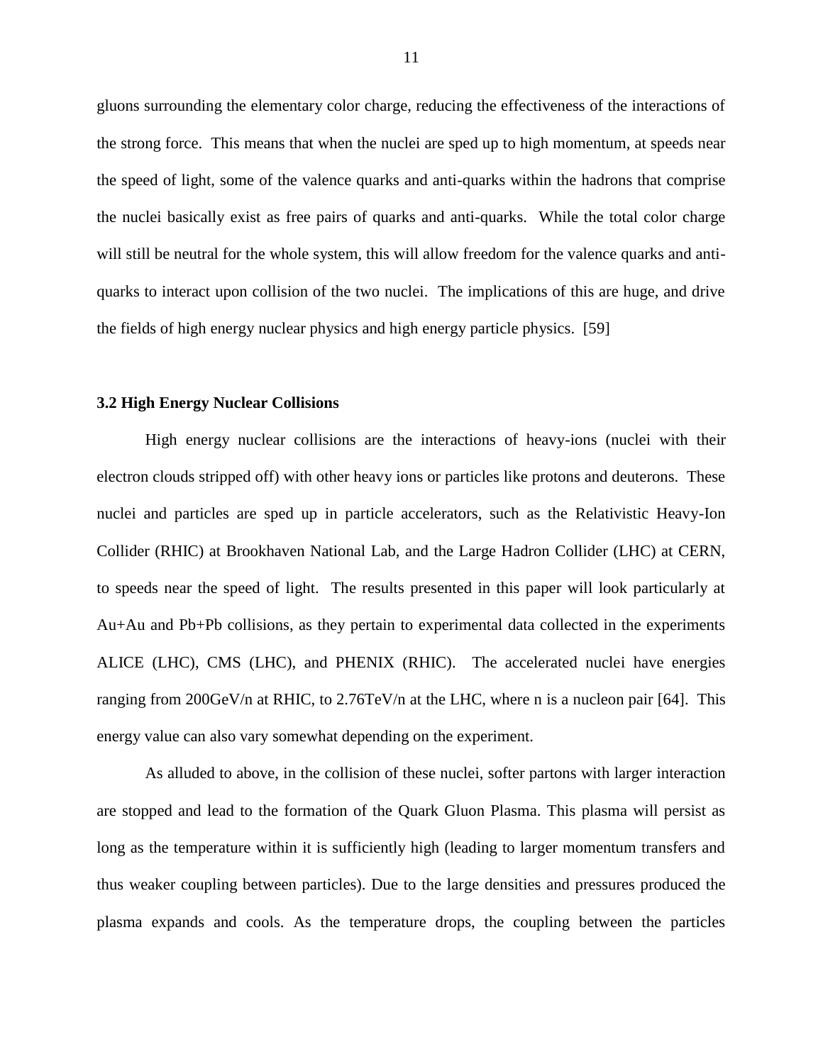gluons surrounding the elementary color charge, reducing the effectiveness of the interactions of the strong force. This means that when the nuclei are sped up to high momentum, at speeds near the speed of light, some of the valence quarks and anti-quarks within the hadrons that comprise the nuclei basically exist as free pairs of quarks and anti-quarks. While the total color charge will still be neutral for the whole system, this will allow freedom for the valence quarks and anti-quarks to interact upon collision of the two nuclei. The implications of this are huge, and drive the fields of high energy nuclear physics and high energy particle physics. [59]

### 3.2 High Energy Nuclear Collisions

High energy nuclear collisions are the interactions of heavy-ions (nuclei with their electron clouds stripped off) with other heavy ions or particles like protons and deuterons. These nuclei and particles are sped up in particle accelerators, such as the Relativistic Heavy-Ion Collider (RHIC) at Brookhaven National Lab, and the Large Hadron Collider (LHC) at CERN, to speeds near the speed of light. The results presented in this paper will look particularly at Au+Au and Pb+Pb collisions, as they pertain to experimental data collected in the experiments ALICE (LHC), CMS (LHC), and PHENIX (RHIC). The accelerated nuclei have energies ranging from 200GeV/n at RHIC, to 2.76TeV/n at the LHC, where n is a nucleon pair [64]. This energy value can also vary somewhat depending on the experiment.

As alluded to above, in the collision of these nuclei, softer partons with larger interaction are stopped and lead to the formation of the Quark Gluon Plasma. This plasma will persist as long as the temperature within it is sufficiently high (leading to larger momentum transfers and thus weaker coupling between particles). Due to the large densities and pressures produced the plasma expands and cools. As the temperature drops, the coupling between the particles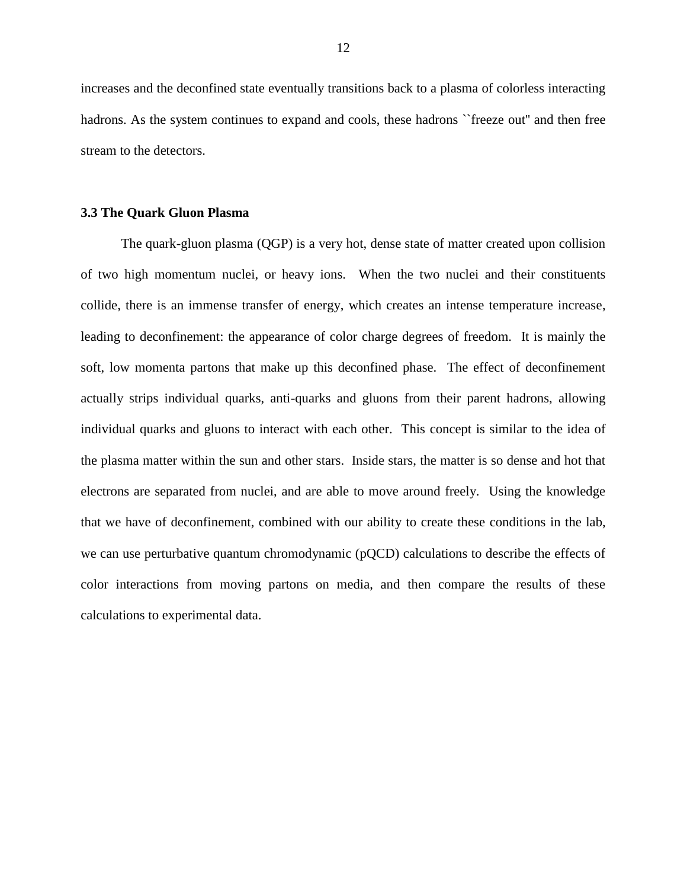increases and the deconfined state eventually transitions back to a plasma of colorless interacting hadrons. As the system continues to expand and cools, these hadrons ``freeze out'' and then free stream to the detectors.

### 3.3 The Quark Gluon Plasma

The quark-gluon plasma (QGP) is a very hot, dense state of matter created upon collision of two high momentum nuclei, or heavy ions. When the two nuclei and their constituents collide, there is an immense transfer of energy, which creates an intense temperature increase, leading to deconfinement: the appearance of color charge degrees of freedom. It is mainly the soft, low momenta partons that make up this deconfined phase. The effect of deconfinement actually strips individual quarks, anti-quarks and gluons from their parent hadrons, allowing individual quarks and gluons to interact with each other. This concept is similar to the idea of the plasma matter within the sun and other stars. Inside stars, the matter is so dense and hot that electrons are separated from nuclei, and are able to move around freely. Using the knowledge that we have of deconfinement, combined with our ability to create these conditions in the lab, we can use perturbative quantum chromodynamic (pQCD) calculations to describe the effects of color interactions from moving partons on media, and then compare the results of these calculations to experimental data.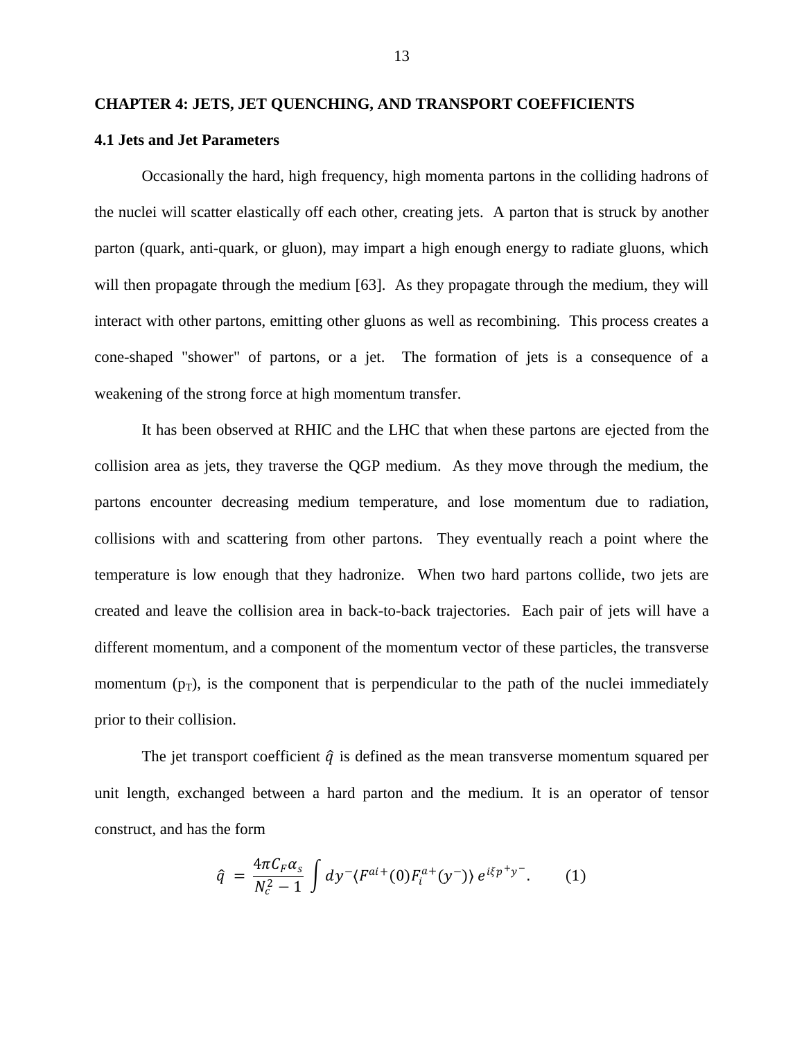# CHAPTER 4: JETS, JET QUENCHING, AND TRANSPORT COEFFICIENTS

## 4.1 Jets and Jet Parameters

Occasionally the hard, high frequency, high momenta partons in the colliding hadrons of the nuclei will scatter elastically off each other, creating jets. A parton that is struck by another parton (quark, anti-quark, or gluon), may impart a high enough energy to radiate gluons, which will then propagate through the medium [63]. As they propagate through the medium, they will interact with other partons, emitting other gluons as well as recombining. This process creates a cone-shaped "shower" of partons, or a jet. The formation of jets is a consequence of a weakening of the strong force at high momentum transfer.

It has been observed at RHIC and the LHC that when these partons are ejected from the collision area as jets, they traverse the QGP medium. As they move through the medium, the partons encounter decreasing medium temperature, and lose momentum due to radiation, collisions with and scattering from other partons. They eventually reach a point where the temperature is low enough that they hadronize. When two hard partons collide, two jets are created and leave the collision area in back-to-back trajectories. Each pair of jets will have a different momentum, and a component of the momentum vector of these particles, the transverse momentum ($p_T$), is the component that is perpendicular to the path of the nuclei immediately prior to their collision.

The jet transport coefficient $\hat{q}$ is defined as the mean transverse momentum squared per unit length, exchanged between a hard parton and the medium. It is an operator of tensor construct, and has the form

$$\hat{q} = \frac{4\pi C_F \alpha_s}{N_c^2 - 1} \int dy^- \langle F^{ai+}(0) F_i^{a+}(y^-) \rangle \, e^{i\xi p^+ y^-}. \qquad (1)$$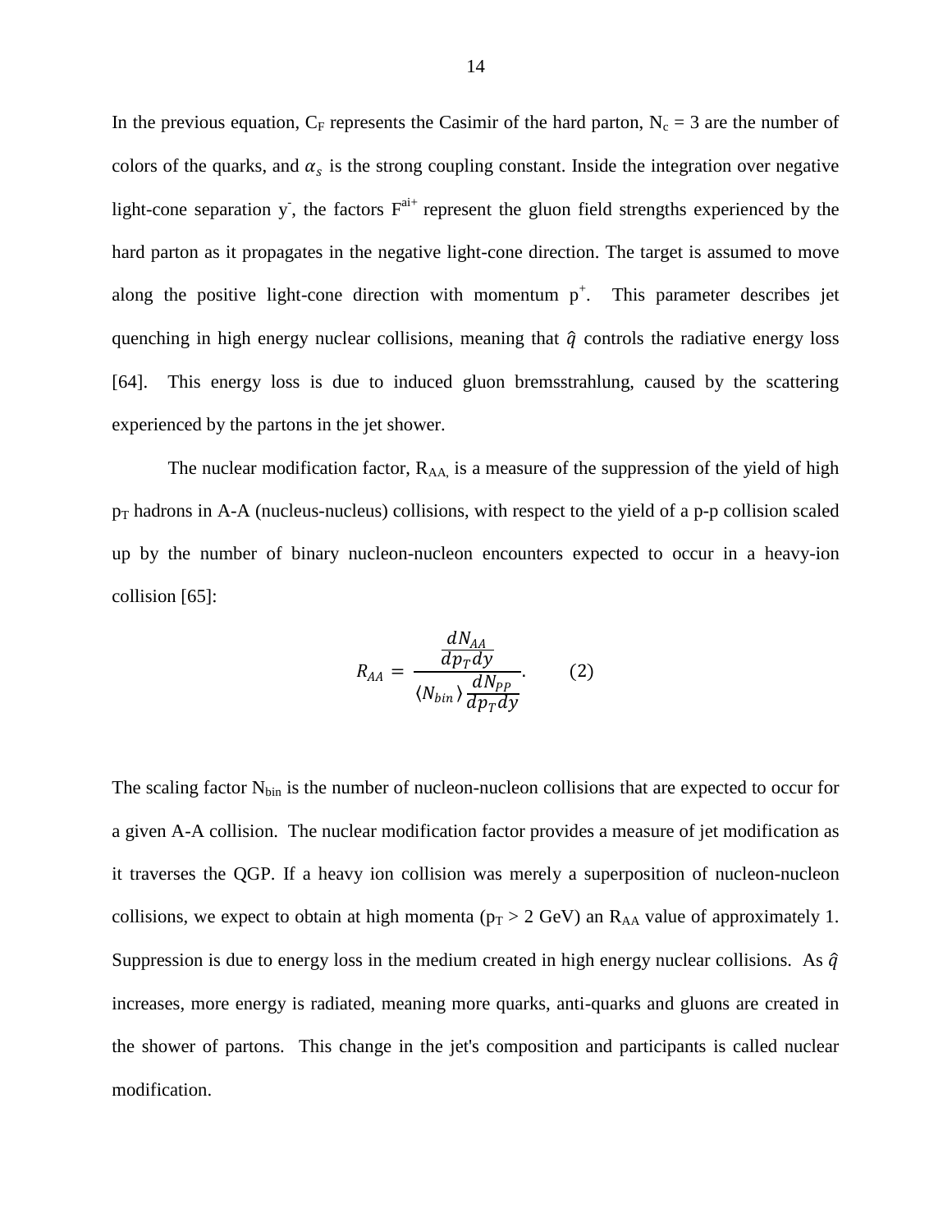In the previous equation, $C_F$ represents the Casimir of the hard parton, $N_c = 3$ are the number of colors of the quarks, and $\alpha_s$ is the strong coupling constant. Inside the integration over negative light-cone separation $y^-$, the factors $F^{ai+}$ represent the gluon field strengths experienced by the hard parton as it propagates in the negative light-cone direction. The target is assumed to move along the positive light-cone direction with momentum $p^+$. This parameter describes jet quenching in high energy nuclear collisions, meaning that $\hat{q}$ controls the radiative energy loss [64]. This energy loss is due to induced gluon bremsstrahlung, caused by the scattering experienced by the partons in the jet shower.

The nuclear modification factor, $R_{AA}$, is a measure of the suppression of the yield of high $p_T$ hadrons in A-A (nucleus-nucleus) collisions, with respect to the yield of a p-p collision scaled up by the number of binary nucleon-nucleon encounters expected to occur in a heavy-ion collision [65]:

$$R_{AA} = \frac{\frac{dN_{AA}}{dp_T dy}}{\langle N_{bin} \rangle \frac{dN_{PP}}{dp_T dy}}. \qquad (2)$$

The scaling factor $N_{bin}$ is the number of nucleon-nucleon collisions that are expected to occur for a given A-A collision. The nuclear modification factor provides a measure of jet modification as it traverses the QGP. If a heavy ion collision was merely a superposition of nucleon-nucleon collisions, we expect to obtain at high momenta ($p_T > 2$ GeV) an $R_{AA}$ value of approximately 1. Suppression is due to energy loss in the medium created in high energy nuclear collisions. As $\hat{q}$ increases, more energy is radiated, meaning more quarks, anti-quarks and gluons are created in the shower of partons. This change in the jet's composition and participants is called nuclear modification.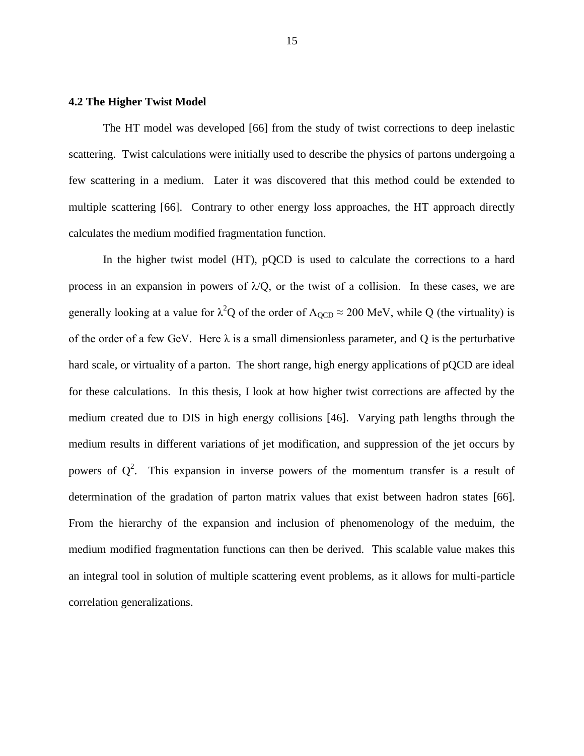### 4.2 The Higher Twist Model

The HT model was developed [66] from the study of twist corrections to deep inelastic scattering. Twist calculations were initially used to describe the physics of partons undergoing a few scattering in a medium. Later it was discovered that this method could be extended to multiple scattering [66]. Contrary to other energy loss approaches, the HT approach directly calculates the medium modified fragmentation function.

In the higher twist model (HT), pQCD is used to calculate the corrections to a hard process in an expansion in powers of $\lambda/Q$, or the twist of a collision. In these cases, we are generally looking at a value for $\lambda^2 Q$ of the order of $\Lambda_{QCD} \approx 200$ MeV, while Q (the virtuality) is of the order of a few GeV. Here $\lambda$ is a small dimensionless parameter, and Q is the perturbative hard scale, or virtuality of a parton. The short range, high energy applications of pQCD are ideal for these calculations. In this thesis, I look at how higher twist corrections are affected by the medium created due to DIS in high energy collisions [46]. Varying path lengths through the medium results in different variations of jet modification, and suppression of the jet occurs by powers of $Q^2$. This expansion in inverse powers of the momentum transfer is a result of determination of the gradation of parton matrix values that exist between hadron states [66]. From the hierarchy of the expansion and inclusion of phenomenology of the meduim, the medium modified fragmentation functions can then be derived. This scalable value makes this an integral tool in solution of multiple scattering event problems, as it allows for multi-particle correlation generalizations.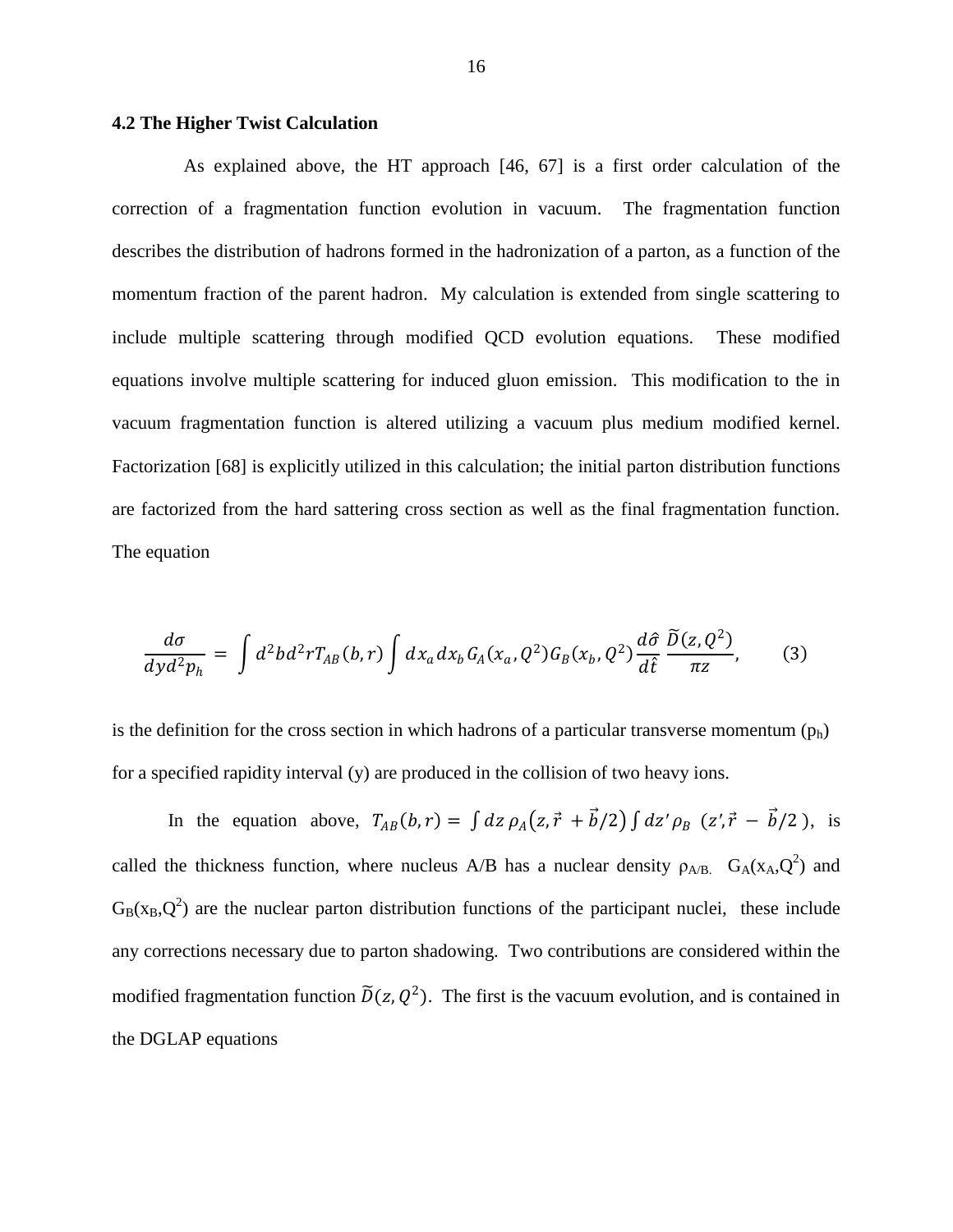### 4.2 The Higher Twist Calculation

As explained above, the HT approach [46, 67] is a first order calculation of the correction of a fragmentation function evolution in vacuum. The fragmentation function describes the distribution of hadrons formed in the hadronization of a parton, as a function of the momentum fraction of the parent hadron. My calculation is extended from single scattering to include multiple scattering through modified QCD evolution equations. These modified equations involve multiple scattering for induced gluon emission. This modification to the in vacuum fragmentation function is altered utilizing a vacuum plus medium modified kernel. Factorization [68] is explicitly utilized in this calculation; the initial parton distribution functions are factorized from the hard sattering cross section as well as the final fragmentation function. The equation

$$\frac{d\sigma}{dyd^2p_h} = \int d^2bd^2rT_{AB}(b,r)\int dx_a dx_b\, G_A(x_a,Q^2)G_B(x_b,Q^2)\frac{d\hat{\sigma}}{d\hat{t}}\,\frac{\widetilde{D}(z,Q^2)}{\pi z}, \qquad (3)$$

is the definition for the cross section in which hadrons of a particular transverse momentum ($p_h$) for a specified rapidity interval (y) are produced in the collision of two heavy ions.

In the equation above, $T_{AB}(b,r) = \int dz\,\rho_A\big(z,\vec{r}+\vec{b}/2\big)\int dz'\,\rho_B\ (z',\vec{r}-\vec{b}/2\,)$, is called the thickness function, where nucleus A/B has a nuclear density $\rho_{A/B.}$ $G_A(x_A,Q^2)$ and $G_B(x_B,Q^2)$ are the nuclear parton distribution functions of the participant nuclei, these include any corrections necessary due to parton shadowing. Two contributions are considered within the modified fragmentation function $\widetilde{D}(z,Q^2)$. The first is the vacuum evolution, and is contained in the DGLAP equations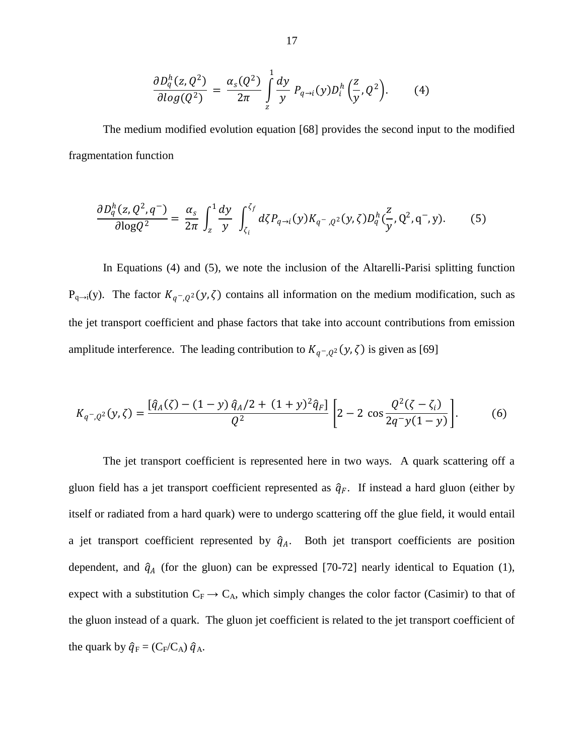$$\frac{\partial D_q^h(z, Q^2)}{\partial log(Q^2)} = \frac{\alpha_s(Q^2)}{2\pi} \int_z^1 \frac{dy}{y} P_{q \to i}(y) D_i^h\left(\frac{z}{y}, Q^2\right). \qquad (4)$$

The medium modified evolution equation [68] provides the second input to the modified fragmentation function

$$\frac{\partial D_q^h(z, Q^2, q^-)}{\partial \log Q^2} = \frac{\alpha_s}{2\pi} \int_z^1 \frac{dy}{y} \int_{\zeta_i}^{\zeta_f} d\zeta P_{q \to i}(y) K_{q^-, Q^2}(y, \zeta) D_q^h\left(\frac{z}{y}, Q^2, q^-, y\right). \qquad (5)$$

In Equations (4) and (5), we note the inclusion of the Altarelli-Parisi splitting function $P_{q \to i}(y)$. The factor $K_{q^-, Q^2}(y, \zeta)$ contains all information on the medium modification, such as the jet transport coefficient and phase factors that take into account contributions from emission amplitude interference. The leading contribution to $K_{q^-, Q^2}(y, \zeta)$ is given as [69]

$$K_{q^-, Q^2}(y, \zeta) = \frac{[\hat{q}_A(\zeta) - (1-y)\,\hat{q}_A/2 + (1+y)^2 \hat{q}_F]}{Q^2} \left[2 - 2\cos\frac{Q^2(\zeta - \zeta_i)}{2q^- y(1-y)}\right]. \qquad (6)$$

The jet transport coefficient is represented here in two ways. A quark scattering off a gluon field has a jet transport coefficient represented as $\hat{q}_F$. If instead a hard gluon (either by itself or radiated from a hard quark) were to undergo scattering off the glue field, it would entail a jet transport coefficient represented by $\hat{q}_A$. Both jet transport coefficients are position dependent, and $\hat{q}_A$ (for the gluon) can be expressed [70-72] nearly identical to Equation (1), expect with a substitution $C_F \to C_A$, which simply changes the color factor (Casimir) to that of the gluon instead of a quark. The gluon jet coefficient is related to the jet transport coefficient of the quark by $\hat{q}_F = (C_F/C_A)\,\hat{q}_A$.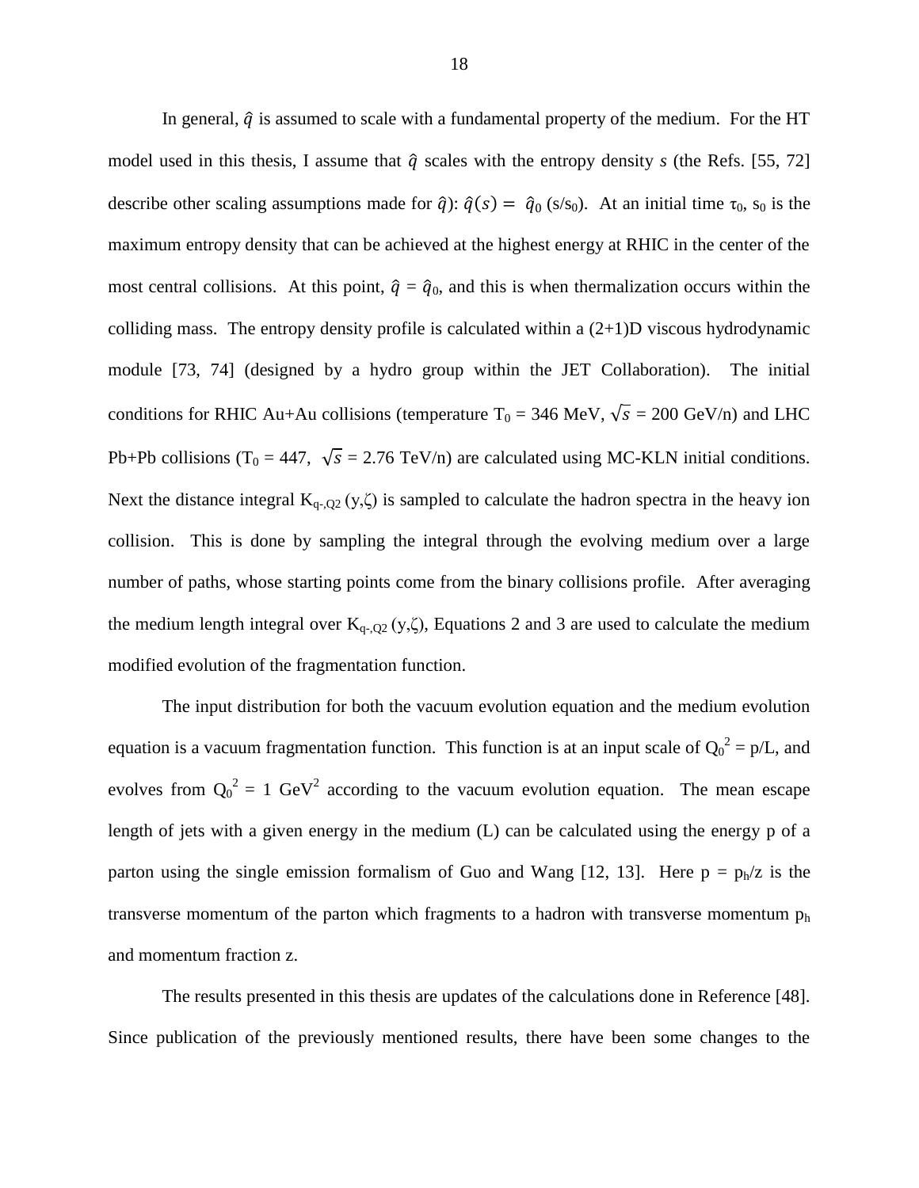In general, $\hat{q}$ is assumed to scale with a fundamental property of the medium. For the HT model used in this thesis, I assume that $\hat{q}$ scales with the entropy density *s* (the Refs. [55, 72] describe other scaling assumptions made for $\hat{q}$): $\hat{q}(s) = \hat{q}_0\,(s/s_0)$. At an initial time $\tau_0$, $s_0$ is the maximum entropy density that can be achieved at the highest energy at RHIC in the center of the most central collisions. At this point, $\hat{q} = \hat{q}_0$, and this is when thermalization occurs within the colliding mass. The entropy density profile is calculated within a (2+1)D viscous hydrodynamic module [73, 74] (designed by a hydro group within the JET Collaboration). The initial conditions for RHIC Au+Au collisions (temperature $T_0$ = 346 MeV, $\sqrt{s}$ = 200 GeV/n) and LHC Pb+Pb collisions ($T_0$ = 447, $\sqrt{s}$ = 2.76 TeV/n) are calculated using MC-KLN initial conditions. Next the distance integral $K_{q-,Q2}\,(y,\zeta)$ is sampled to calculate the hadron spectra in the heavy ion collision. This is done by sampling the integral through the evolving medium over a large number of paths, whose starting points come from the binary collisions profile. After averaging the medium length integral over $K_{q-,Q2}\,(y,\zeta)$, Equations 2 and 3 are used to calculate the medium modified evolution of the fragmentation function.

The input distribution for both the vacuum evolution equation and the medium evolution equation is a vacuum fragmentation function. This function is at an input scale of $Q_0^2 = p/L$, and evolves from $Q_0^2 = 1$ GeV$^2$ according to the vacuum evolution equation. The mean escape length of jets with a given energy in the medium (L) can be calculated using the energy p of a parton using the single emission formalism of Guo and Wang [12, 13]. Here $p = p_h/z$ is the transverse momentum of the parton which fragments to a hadron with transverse momentum $p_h$ and momentum fraction z.

The results presented in this thesis are updates of the calculations done in Reference [48]. Since publication of the previously mentioned results, there have been some changes to the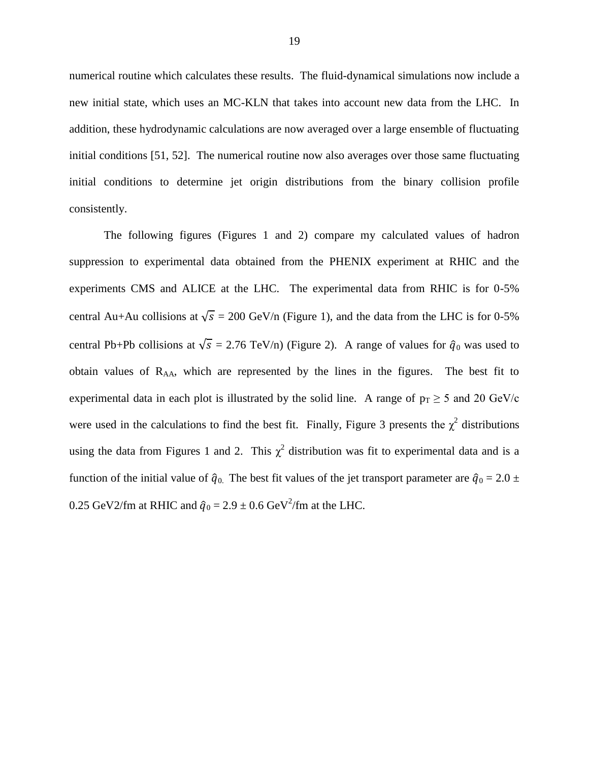numerical routine which calculates these results. The fluid-dynamical simulations now include a new initial state, which uses an MC-KLN that takes into account new data from the LHC. In addition, these hydrodynamic calculations are now averaged over a large ensemble of fluctuating initial conditions [51, 52]. The numerical routine now also averages over those same fluctuating initial conditions to determine jet origin distributions from the binary collision profile consistently.

The following figures (Figures 1 and 2) compare my calculated values of hadron suppression to experimental data obtained from the PHENIX experiment at RHIC and the experiments CMS and ALICE at the LHC. The experimental data from RHIC is for 0-5% central Au+Au collisions at $\sqrt{s}$ = 200 GeV/n (Figure 1), and the data from the LHC is for 0-5% central Pb+Pb collisions at $\sqrt{s}$ = 2.76 TeV/n) (Figure 2). A range of values for $\hat{q}_0$ was used to obtain values of $R_{AA}$, which are represented by the lines in the figures. The best fit to experimental data in each plot is illustrated by the solid line. A range of $p_T \geq 5$ and 20 GeV/c were used in the calculations to find the best fit. Finally, Figure 3 presents the $\chi^2$ distributions using the data from Figures 1 and 2. This $\chi^2$ distribution was fit to experimental data and is a function of the initial value of $\hat{q}_{0.}$ The best fit values of the jet transport parameter are $\hat{q}_0 = 2.0 \pm$ 0.25 GeV2/fm at RHIC and $\hat{q}_0 = 2.9 \pm 0.6$ GeV$^2$/fm at the LHC.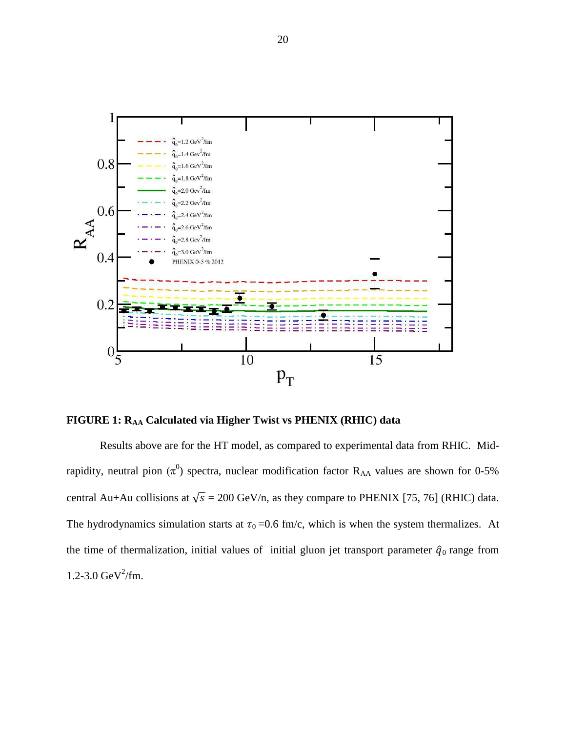**FIGURE 1: $R_{AA}$ Calculated via Higher Twist vs PHENIX (RHIC) data**

Results above are for the HT model, as compared to experimental data from RHIC. Mid-rapidity, neutral pion ($\pi^0$) spectra, nuclear modification factor $R_{AA}$ values are shown for 0-5% central Au+Au collisions at $\sqrt{s}$ = 200 GeV/n, as they compare to PHENIX [75, 76] (RHIC) data. The hydrodynamics simulation starts at $\tau_0$ =0.6 fm/c, which is when the system thermalizes. At the time of thermalization, initial values of initial gluon jet transport parameter $\hat{q}_0$ range from 1.2-3.0 $GeV^2$/fm.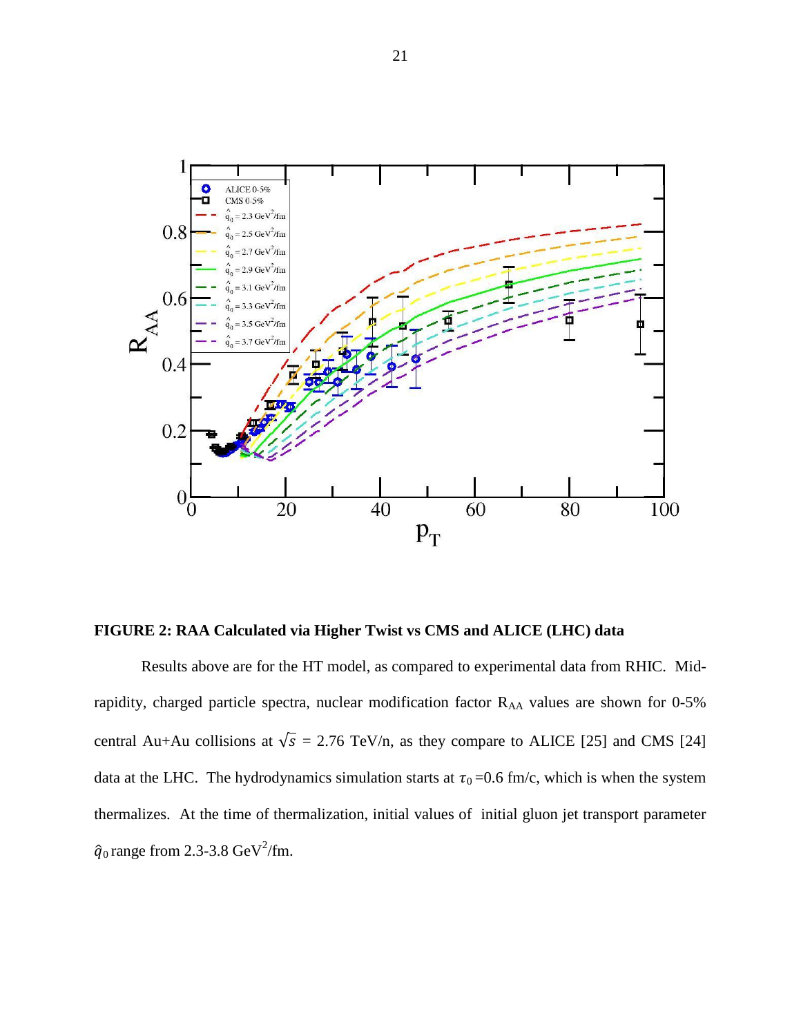**FIGURE 2: RAA Calculated via Higher Twist vs CMS and ALICE (LHC) data**

Results above are for the HT model, as compared to experimental data from RHIC. Mid-rapidity, charged particle spectra, nuclear modification factor $R_{AA}$ values are shown for 0-5% central Au+Au collisions at $\sqrt{s}$ = 2.76 TeV/n, as they compare to ALICE [25] and CMS [24] data at the LHC. The hydrodynamics simulation starts at $\tau_0$ =0.6 fm/c, which is when the system thermalizes. At the time of thermalization, initial values of initial gluon jet transport parameter $\hat{q}_0$ range from 2.3-3.8 GeV$^2$/fm.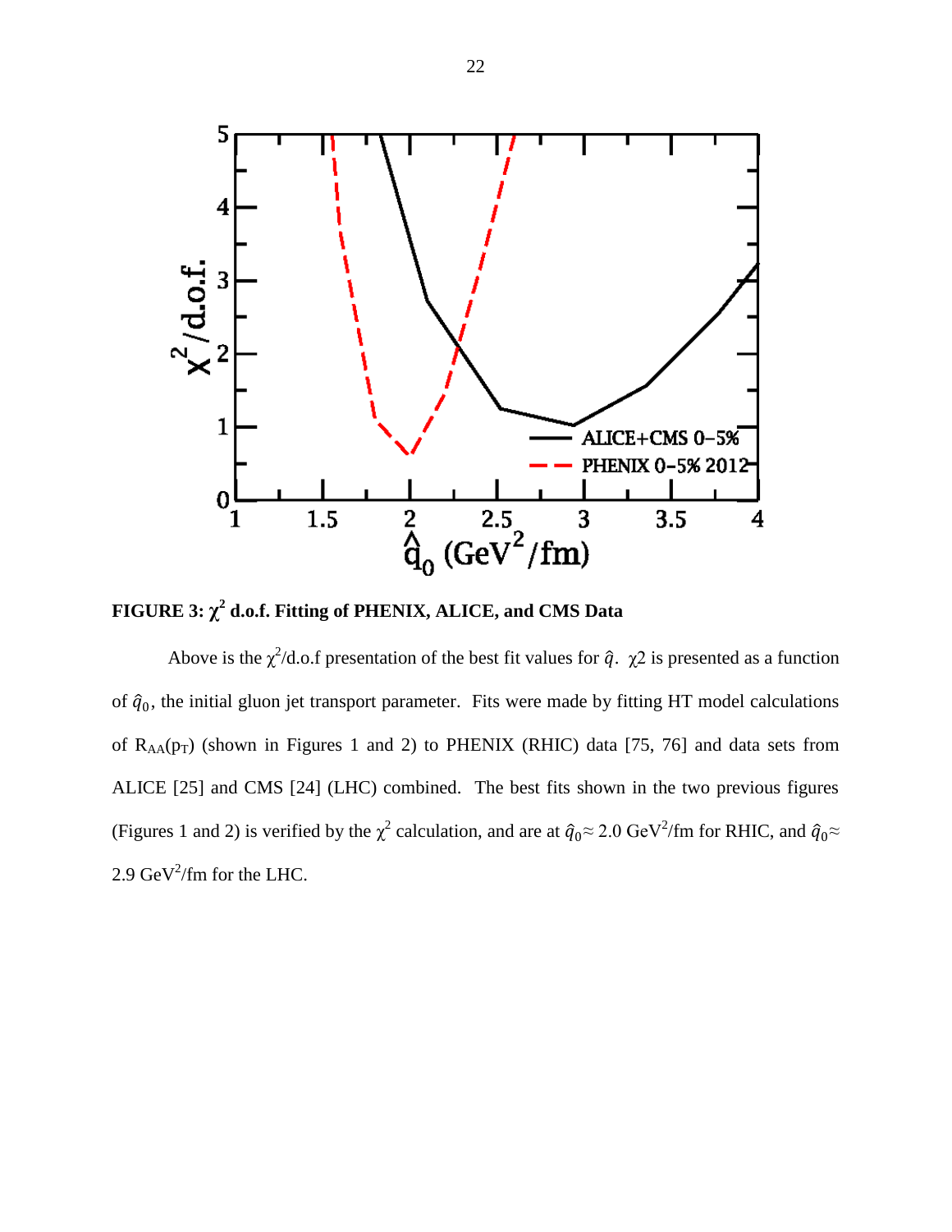**FIGURE 3: $\chi^2$ d.o.f. Fitting of PHENIX, ALICE, and CMS Data**

Above is the $\chi^2$/d.o.f presentation of the best fit values for $\hat{q}$. $\chi 2$ is presented as a function of $\hat{q}_0$, the initial gluon jet transport parameter. Fits were made by fitting HT model calculations of $R_{AA}(p_T)$ (shown in Figures 1 and 2) to PHENIX (RHIC) data [75, 76] and data sets from ALICE [25] and CMS [24] (LHC) combined. The best fits shown in the two previous figures (Figures 1 and 2) is verified by the $\chi^2$ calculation, and are at $\hat{q}_0 \approx 2.0$ GeV$^2$/fm for RHIC, and $\hat{q}_0 \approx$ 2.9 GeV$^2$/fm for the LHC.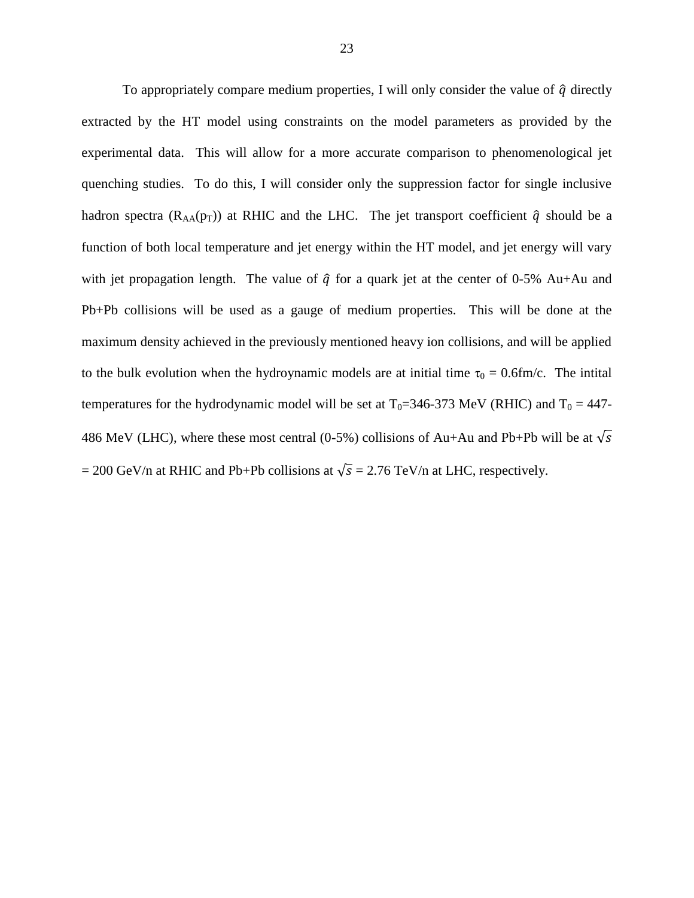To appropriately compare medium properties, I will only consider the value of $\hat{q}$ directly extracted by the HT model using constraints on the model parameters as provided by the experimental data. This will allow for a more accurate comparison to phenomenological jet quenching studies. To do this, I will consider only the suppression factor for single inclusive hadron spectra ($R_{AA}(p_T)$) at RHIC and the LHC. The jet transport coefficient $\hat{q}$ should be a function of both local temperature and jet energy within the HT model, and jet energy will vary with jet propagation length. The value of $\hat{q}$ for a quark jet at the center of 0-5% Au+Au and Pb+Pb collisions will be used as a gauge of medium properties. This will be done at the maximum density achieved in the previously mentioned heavy ion collisions, and will be applied to the bulk evolution when the hydroynamic models are at initial time $\tau_0$ = 0.6fm/c. The intital temperatures for the hydrodynamic model will be set at $T_0$=346-373 MeV (RHIC) and $T_0$ = 447-486 MeV (LHC), where these most central (0-5%) collisions of Au+Au and Pb+Pb will be at $\sqrt{s}$ = 200 GeV/n at RHIC and Pb+Pb collisions at $\sqrt{s}$ = 2.76 TeV/n at LHC, respectively.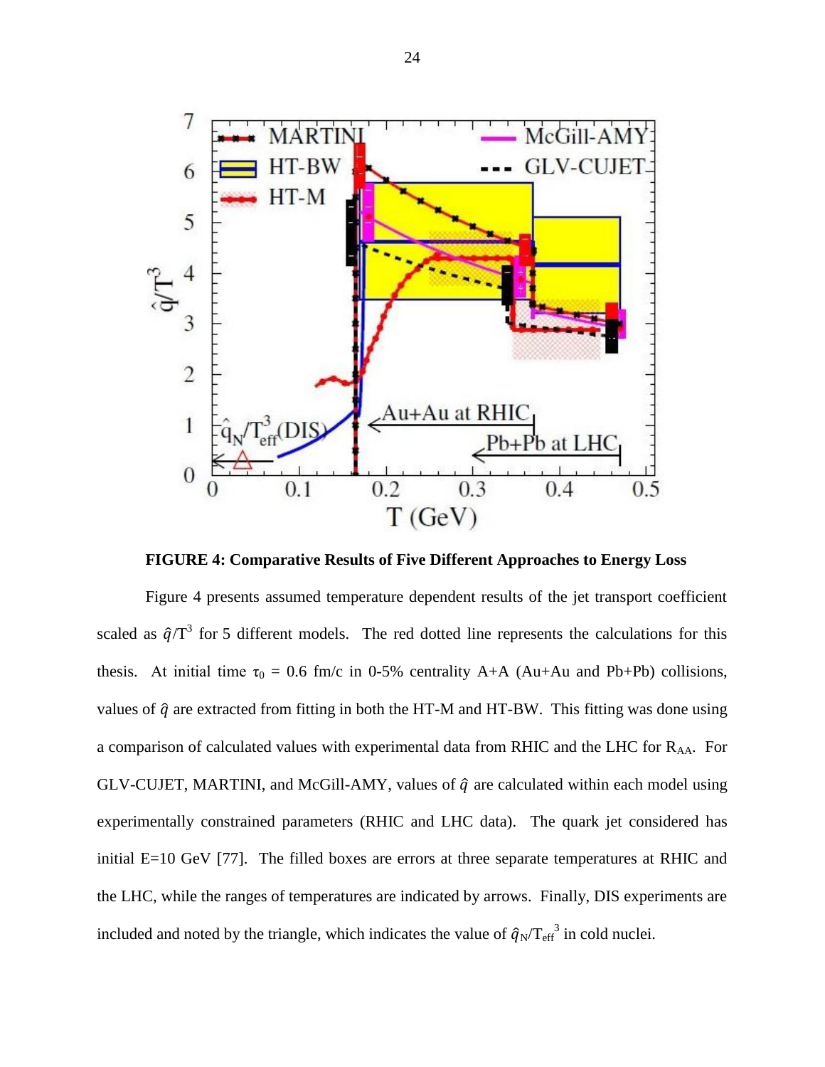**FIGURE 4: Comparative Results of Five Different Approaches to Energy Loss**

Figure 4 presents assumed temperature dependent results of the jet transport coefficient scaled as $\hat{q}/T^3$ for 5 different models. The red dotted line represents the calculations for this thesis. At initial time $\tau_0$ = 0.6 fm/c in 0-5% centrality A+A (Au+Au and Pb+Pb) collisions, values of $\hat{q}$ are extracted from fitting in both the HT-M and HT-BW. This fitting was done using a comparison of calculated values with experimental data from RHIC and the LHC for $R_{AA}$. For GLV-CUJET, MARTINI, and McGill-AMY, values of $\hat{q}$ are calculated within each model using experimentally constrained parameters (RHIC and LHC data). The quark jet considered has initial E=10 GeV [77]. The filled boxes are errors at three separate temperatures at RHIC and the LHC, while the ranges of temperatures are indicated by arrows. Finally, DIS experiments are included and noted by the triangle, which indicates the value of $\hat{q}_N/T_{eff}^3$ in cold nuclei.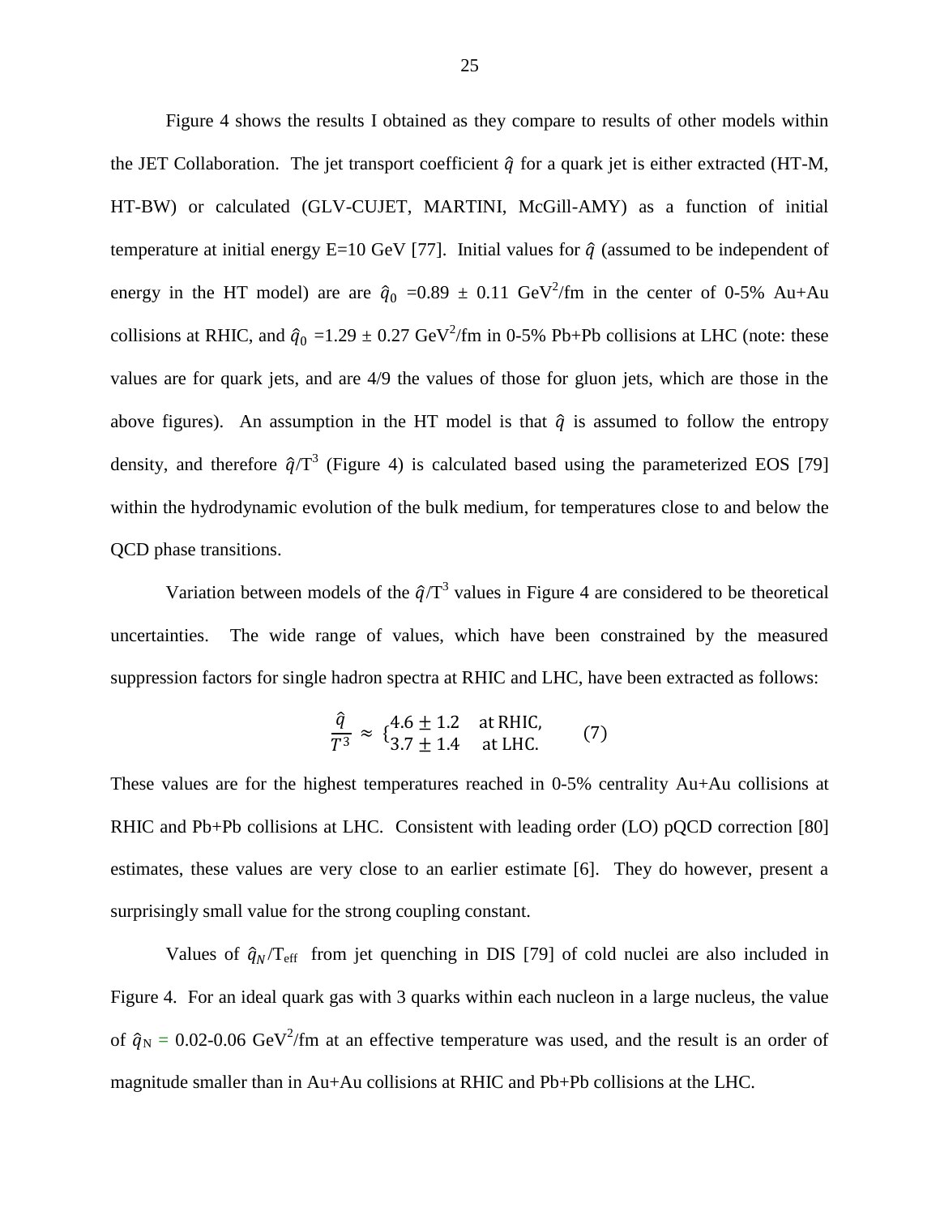Figure 4 shows the results I obtained as they compare to results of other models within the JET Collaboration. The jet transport coefficient $\hat{q}$ for a quark jet is either extracted (HT-M, HT-BW) or calculated (GLV-CUJET, MARTINI, McGill-AMY) as a function of initial temperature at initial energy E=10 GeV [77]. Initial values for $\hat{q}$ (assumed to be independent of energy in the HT model) are are $\hat{q}_0$ =0.89 ± 0.11 GeV$^2$/fm in the center of 0-5% Au+Au collisions at RHIC, and $\hat{q}_0$ =1.29 ± 0.27 GeV$^2$/fm in 0-5% Pb+Pb collisions at LHC (note: these values are for quark jets, and are 4/9 the values of those for gluon jets, which are those in the above figures). An assumption in the HT model is that $\hat{q}$ is assumed to follow the entropy density, and therefore $\hat{q}/T^3$ (Figure 4) is calculated based using the parameterized EOS [79] within the hydrodynamic evolution of the bulk medium, for temperatures close to and below the QCD phase transitions.

Variation between models of the $\hat{q}/T^3$ values in Figure 4 are considered to be theoretical uncertainties. The wide range of values, which have been constrained by the measured suppression factors for single hadron spectra at RHIC and LHC, have been extracted as follows:

$$\frac{\hat{q}}{T^3} \approx \begin{cases} 4.6 \pm 1.2 & \text{at RHIC,} \\ 3.7 \pm 1.4 & \text{at LHC.} \end{cases} \qquad (7)$$

These values are for the highest temperatures reached in 0-5% centrality Au+Au collisions at RHIC and Pb+Pb collisions at LHC. Consistent with leading order (LO) pQCD correction [80] estimates, these values are very close to an earlier estimate [6]. They do however, present a surprisingly small value for the strong coupling constant.

Values of $\hat{q}_N/T_{\mathrm{eff}}$ from jet quenching in DIS [79] of cold nuclei are also included in Figure 4. For an ideal quark gas with 3 quarks within each nucleon in a large nucleus, the value of $\hat{q}_N$ = 0.02-0.06 GeV$^2$/fm at an effective temperature was used, and the result is an order of magnitude smaller than in Au+Au collisions at RHIC and Pb+Pb collisions at the LHC.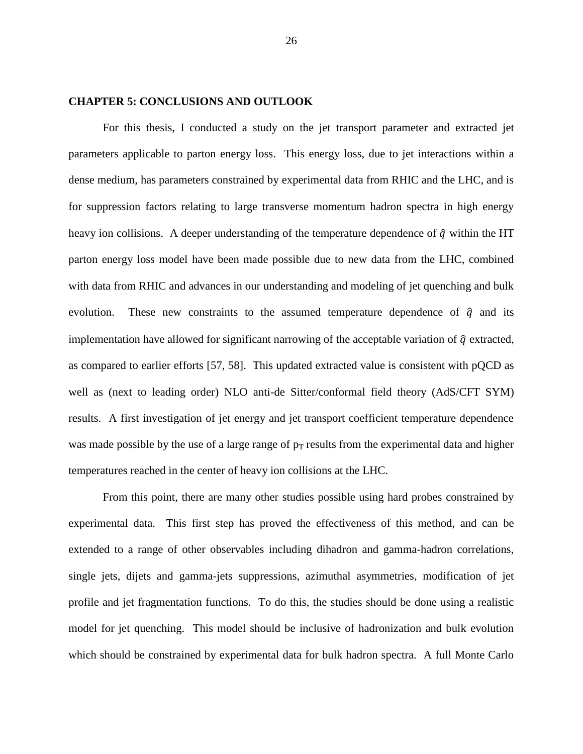**CHAPTER 5: CONCLUSIONS AND OUTLOOK**

For this thesis, I conducted a study on the jet transport parameter and extracted jet parameters applicable to parton energy loss. This energy loss, due to jet interactions within a dense medium, has parameters constrained by experimental data from RHIC and the LHC, and is for suppression factors relating to large transverse momentum hadron spectra in high energy heavy ion collisions. A deeper understanding of the temperature dependence of $\hat{q}$ within the HT parton energy loss model have been made possible due to new data from the LHC, combined with data from RHIC and advances in our understanding and modeling of jet quenching and bulk evolution. These new constraints to the assumed temperature dependence of $\hat{q}$ and its implementation have allowed for significant narrowing of the acceptable variation of $\hat{q}$ extracted, as compared to earlier efforts [57, 58]. This updated extracted value is consistent with pQCD as well as (next to leading order) NLO anti-de Sitter/conformal field theory (AdS/CFT SYM) results. A first investigation of jet energy and jet transport coefficient temperature dependence was made possible by the use of a large range of $p_T$ results from the experimental data and higher temperatures reached in the center of heavy ion collisions at the LHC.

From this point, there are many other studies possible using hard probes constrained by experimental data. This first step has proved the effectiveness of this method, and can be extended to a range of other observables including dihadron and gamma-hadron correlations, single jets, dijets and gamma-jets suppressions, azimuthal asymmetries, modification of jet profile and jet fragmentation functions. To do this, the studies should be done using a realistic model for jet quenching. This model should be inclusive of hadronization and bulk evolution which should be constrained by experimental data for bulk hadron spectra. A full Monte Carlo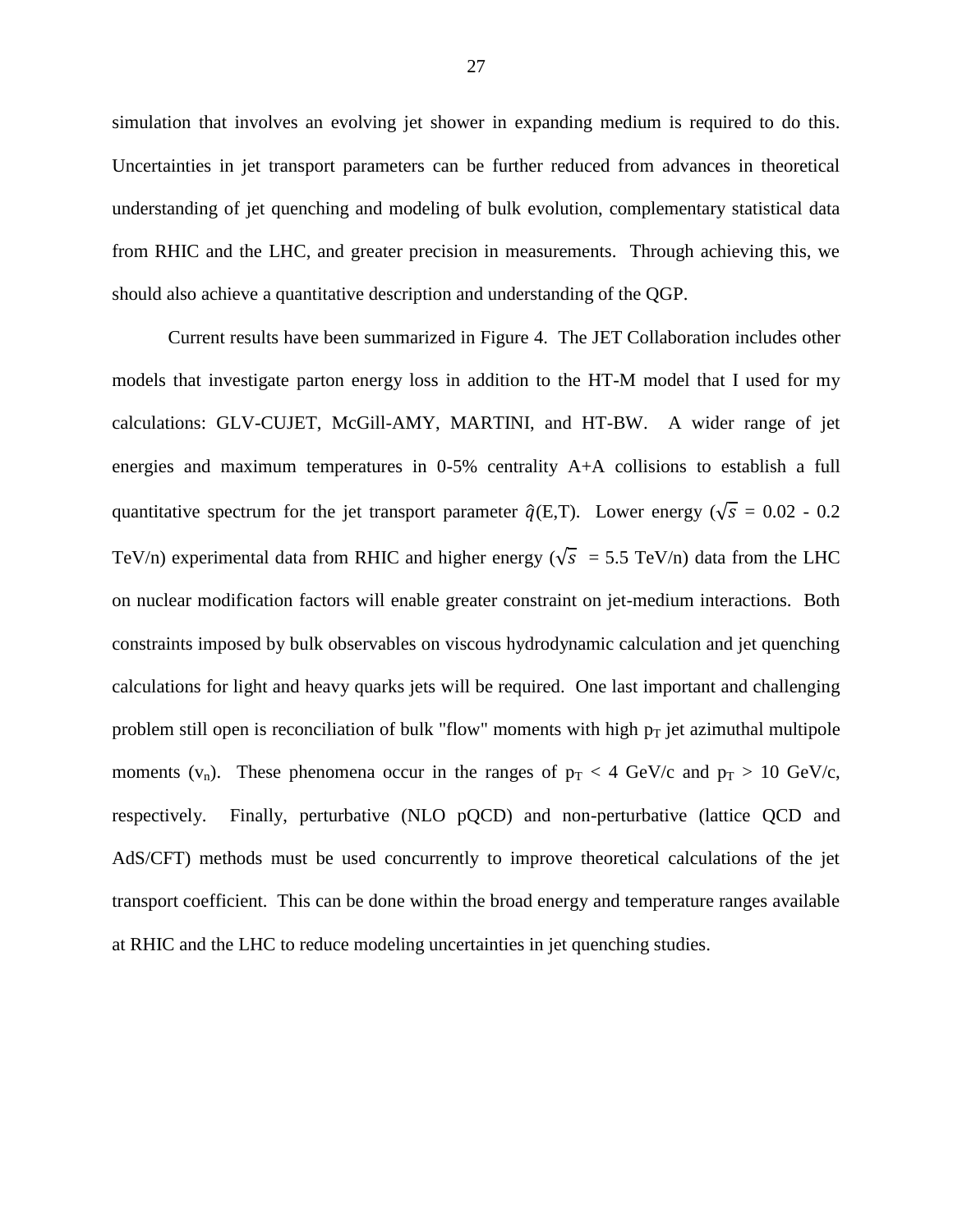simulation that involves an evolving jet shower in expanding medium is required to do this. Uncertainties in jet transport parameters can be further reduced from advances in theoretical understanding of jet quenching and modeling of bulk evolution, complementary statistical data from RHIC and the LHC, and greater precision in measurements. Through achieving this, we should also achieve a quantitative description and understanding of the QGP.

Current results have been summarized in Figure 4. The JET Collaboration includes other models that investigate parton energy loss in addition to the HT-M model that I used for my calculations: GLV-CUJET, McGill-AMY, MARTINI, and HT-BW. A wider range of jet energies and maximum temperatures in 0-5% centrality A+A collisions to establish a full quantitative spectrum for the jet transport parameter $\hat{q}$(E,T). Lower energy ($\sqrt{s}$ = 0.02 - 0.2 TeV/n) experimental data from RHIC and higher energy ($\sqrt{s}$ = 5.5 TeV/n) data from the LHC on nuclear modification factors will enable greater constraint on jet-medium interactions. Both constraints imposed by bulk observables on viscous hydrodynamic calculation and jet quenching calculations for light and heavy quarks jets will be required. One last important and challenging problem still open is reconciliation of bulk "flow" moments with high $p_T$ jet azimuthal multipole moments ($v_n$). These phenomena occur in the ranges of $p_T$ < 4 GeV/c and $p_T$ > 10 GeV/c, respectively. Finally, perturbative (NLO pQCD) and non-perturbative (lattice QCD and AdS/CFT) methods must be used concurrently to improve theoretical calculations of the jet transport coefficient. This can be done within the broad energy and temperature ranges available at RHIC and the LHC to reduce modeling uncertainties in jet quenching studies.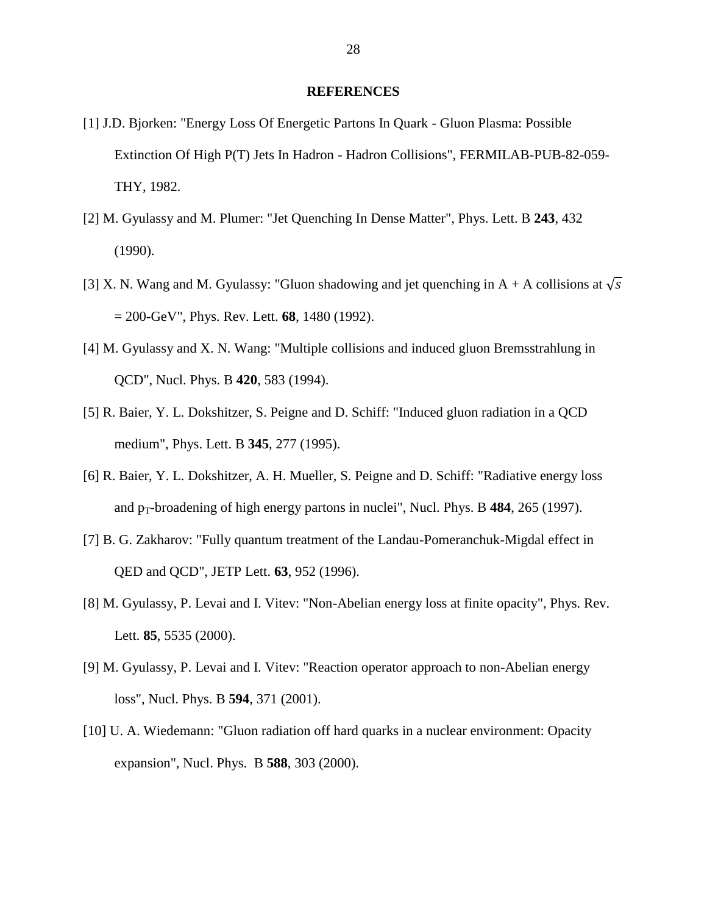## REFERENCES

[1] J.D. Bjorken: "Energy Loss Of Energetic Partons In Quark - Gluon Plasma: Possible Extinction Of High P(T) Jets In Hadron - Hadron Collisions", FERMILAB-PUB-82-059-THY, 1982.

[2] M. Gyulassy and M. Plumer: "Jet Quenching In Dense Matter", Phys. Lett. B **243**, 432 (1990).

[3] X. N. Wang and M. Gyulassy: "Gluon shadowing and jet quenching in A + A collisions at $\sqrt{s}$ = 200-GeV", Phys. Rev. Lett. **68**, 1480 (1992).

[4] M. Gyulassy and X. N. Wang: "Multiple collisions and induced gluon Bremsstrahlung in QCD", Nucl. Phys. B **420**, 583 (1994).

[5] R. Baier, Y. L. Dokshitzer, S. Peigne and D. Schiff: "Induced gluon radiation in a QCD medium", Phys. Lett. B **345**, 277 (1995).

[6] R. Baier, Y. L. Dokshitzer, A. H. Mueller, S. Peigne and D. Schiff: "Radiative energy loss and $p_T$-broadening of high energy partons in nuclei", Nucl. Phys. B **484**, 265 (1997).

[7] B. G. Zakharov: "Fully quantum treatment of the Landau-Pomeranchuk-Migdal effect in QED and QCD", JETP Lett. **63**, 952 (1996).

[8] M. Gyulassy, P. Levai and I. Vitev: "Non-Abelian energy loss at finite opacity", Phys. Rev. Lett. **85**, 5535 (2000).

[9] M. Gyulassy, P. Levai and I. Vitev: "Reaction operator approach to non-Abelian energy loss", Nucl. Phys. B **594**, 371 (2001).

[10] U. A. Wiedemann: "Gluon radiation off hard quarks in a nuclear environment: Opacity expansion", Nucl. Phys. B **588**, 303 (2000).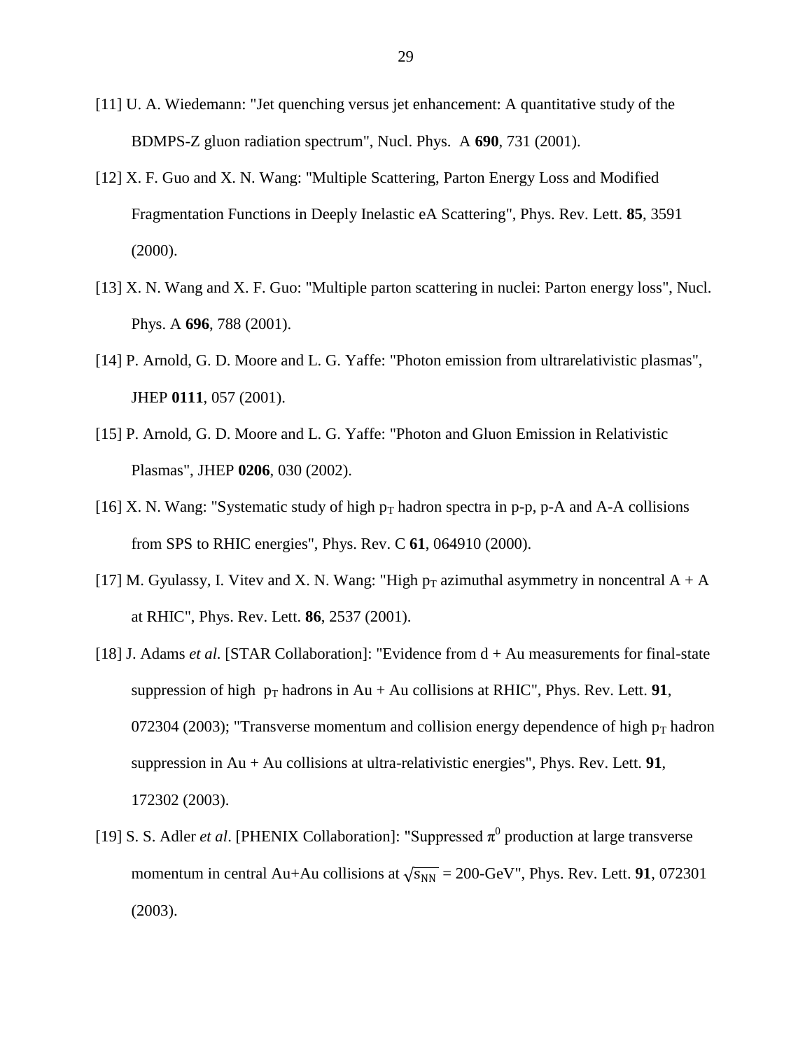[11] U. A. Wiedemann: "Jet quenching versus jet enhancement: A quantitative study of the BDMPS-Z gluon radiation spectrum", Nucl. Phys. A **690**, 731 (2001).

[12] X. F. Guo and X. N. Wang: "Multiple Scattering, Parton Energy Loss and Modified Fragmentation Functions in Deeply Inelastic eA Scattering", Phys. Rev. Lett. **85**, 3591 (2000).

[13] X. N. Wang and X. F. Guo: "Multiple parton scattering in nuclei: Parton energy loss", Nucl. Phys. A **696**, 788 (2001).

[14] P. Arnold, G. D. Moore and L. G. Yaffe: "Photon emission from ultrarelativistic plasmas", JHEP **0111**, 057 (2001).

[15] P. Arnold, G. D. Moore and L. G. Yaffe: "Photon and Gluon Emission in Relativistic Plasmas", JHEP **0206**, 030 (2002).

[16] X. N. Wang: "Systematic study of high $p_T$ hadron spectra in p-p, p-A and A-A collisions from SPS to RHIC energies", Phys. Rev. C **61**, 064910 (2000).

[17] M. Gyulassy, I. Vitev and X. N. Wang: "High $p_T$ azimuthal asymmetry in noncentral A + A at RHIC", Phys. Rev. Lett. **86**, 2537 (2001).

[18] J. Adams *et al.* [STAR Collaboration]: "Evidence from d + Au measurements for final-state suppression of high $p_T$ hadrons in Au + Au collisions at RHIC", Phys. Rev. Lett. **91**, 072304 (2003); "Transverse momentum and collision energy dependence of high $p_T$ hadron suppression in Au + Au collisions at ultra-relativistic energies", Phys. Rev. Lett. **91**, 172302 (2003).

[19] S. S. Adler *et al*. [PHENIX Collaboration]: "Suppressed $\pi^0$ production at large transverse momentum in central Au+Au collisions at $\sqrt{s_{NN}}$ = 200-GeV", Phys. Rev. Lett. **91**, 072301 (2003).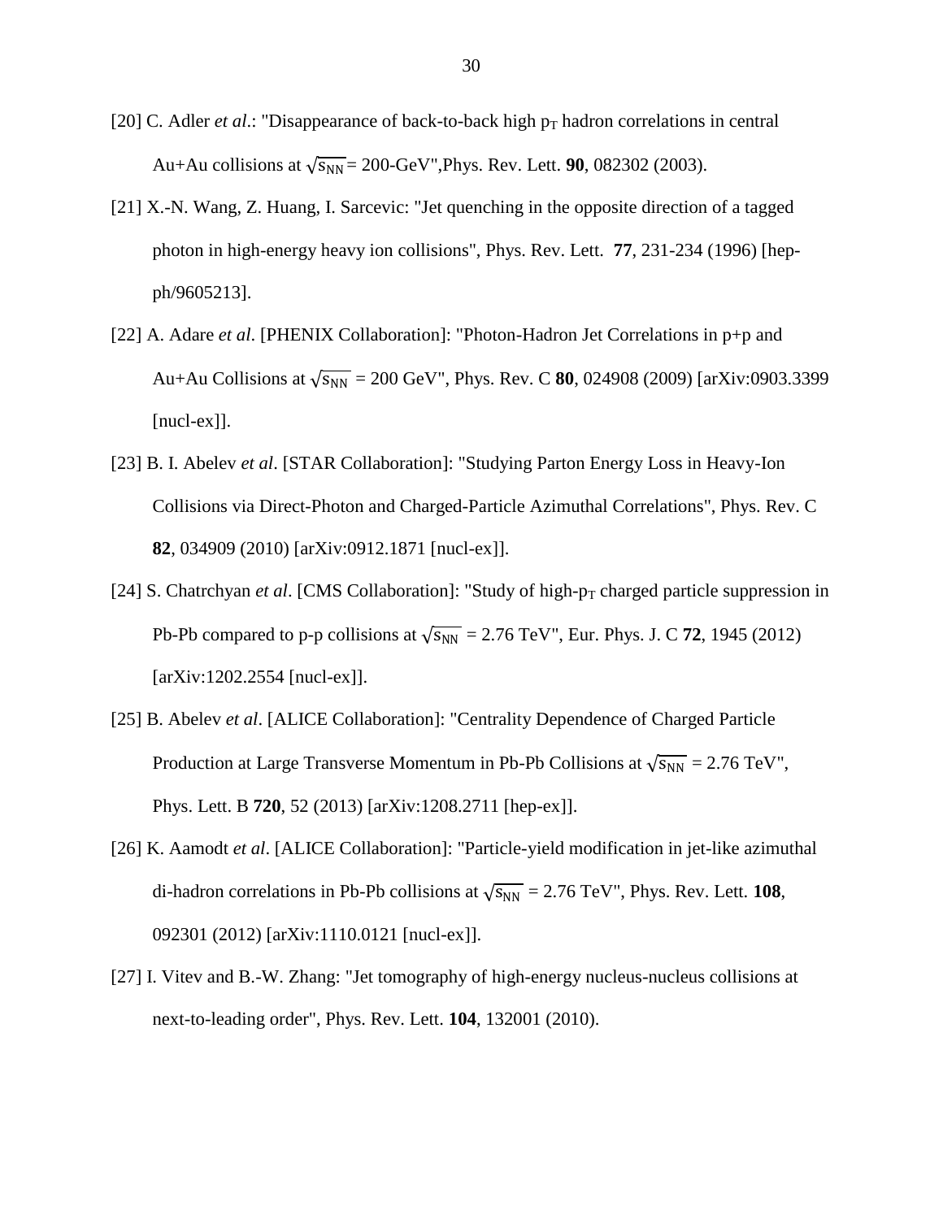[20] C. Adler *et al*.: "Disappearance of back-to-back high $p_T$ hadron correlations in central Au+Au collisions at $\sqrt{s_{NN}}$ = 200-GeV",Phys. Rev. Lett. **90**, 082302 (2003).

[21] X.-N. Wang, Z. Huang, I. Sarcevic: "Jet quenching in the opposite direction of a tagged photon in high-energy heavy ion collisions", Phys. Rev. Lett. **77**, 231-234 (1996) [hep-ph/9605213].

[22] A. Adare *et al*. [PHENIX Collaboration]: "Photon-Hadron Jet Correlations in p+p and Au+Au Collisions at $\sqrt{s_{NN}}$ = 200 GeV", Phys. Rev. C **80**, 024908 (2009) [arXiv:0903.3399 [nucl-ex]].

[23] B. I. Abelev *et al*. [STAR Collaboration]: "Studying Parton Energy Loss in Heavy-Ion Collisions via Direct-Photon and Charged-Particle Azimuthal Correlations", Phys. Rev. C **82**, 034909 (2010) [arXiv:0912.1871 [nucl-ex]].

[24] S. Chatrchyan *et al*. [CMS Collaboration]: "Study of high-$p_T$ charged particle suppression in Pb-Pb compared to p-p collisions at $\sqrt{s_{NN}}$ = 2.76 TeV", Eur. Phys. J. C **72**, 1945 (2012) [arXiv:1202.2554 [nucl-ex]].

[25] B. Abelev *et al*. [ALICE Collaboration]: "Centrality Dependence of Charged Particle Production at Large Transverse Momentum in Pb-Pb Collisions at $\sqrt{s_{NN}}$ = 2.76 TeV", Phys. Lett. B **720**, 52 (2013) [arXiv:1208.2711 [hep-ex]].

[26] K. Aamodt *et al*. [ALICE Collaboration]: "Particle-yield modification in jet-like azimuthal di-hadron correlations in Pb-Pb collisions at $\sqrt{s_{NN}}$ = 2.76 TeV", Phys. Rev. Lett. **108**, 092301 (2012) [arXiv:1110.0121 [nucl-ex]].

[27] I. Vitev and B.-W. Zhang: "Jet tomography of high-energy nucleus-nucleus collisions at next-to-leading order", Phys. Rev. Lett. **104**, 132001 (2010).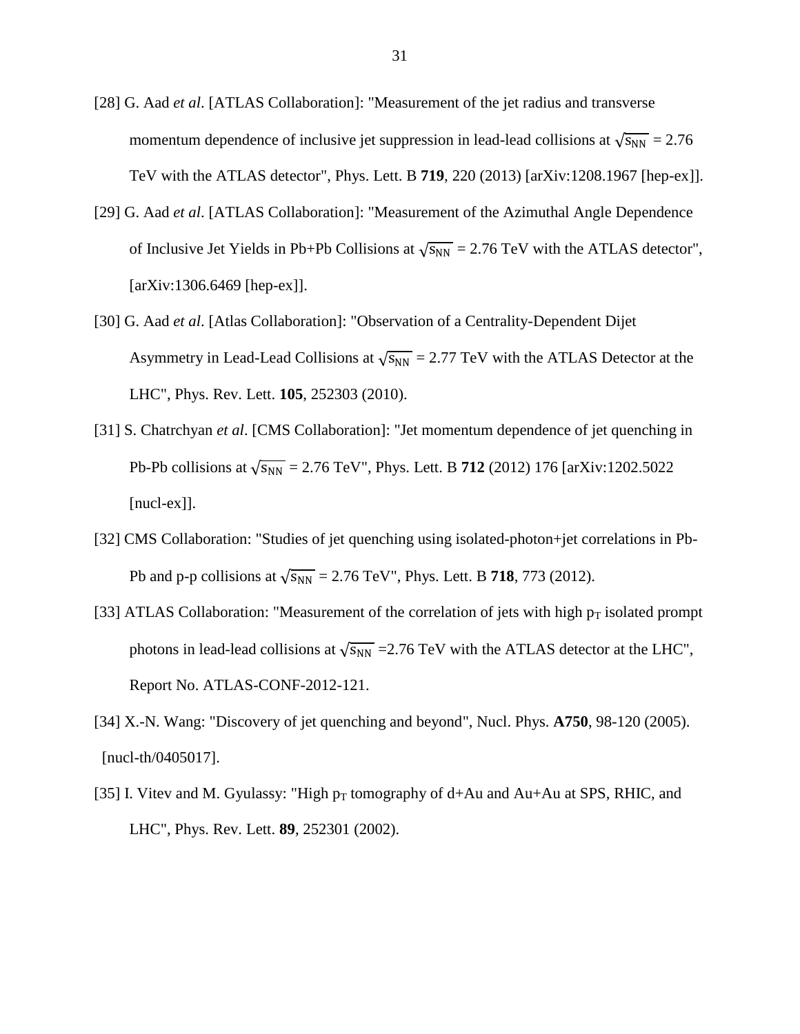[28] G. Aad *et al*. [ATLAS Collaboration]: "Measurement of the jet radius and transverse momentum dependence of inclusive jet suppression in lead-lead collisions at $\sqrt{s_{NN}}$ = 2.76 TeV with the ATLAS detector", Phys. Lett. B **719**, 220 (2013) [arXiv:1208.1967 [hep-ex]].

[29] G. Aad *et al*. [ATLAS Collaboration]: "Measurement of the Azimuthal Angle Dependence of Inclusive Jet Yields in Pb+Pb Collisions at $\sqrt{s_{NN}}$ = 2.76 TeV with the ATLAS detector", [arXiv:1306.6469 [hep-ex]].

[30] G. Aad *et al*. [Atlas Collaboration]: "Observation of a Centrality-Dependent Dijet Asymmetry in Lead-Lead Collisions at $\sqrt{s_{NN}}$ = 2.77 TeV with the ATLAS Detector at the LHC", Phys. Rev. Lett. **105**, 252303 (2010).

[31] S. Chatrchyan *et al*. [CMS Collaboration]: "Jet momentum dependence of jet quenching in Pb-Pb collisions at $\sqrt{s_{NN}}$ = 2.76 TeV", Phys. Lett. B **712** (2012) 176 [arXiv:1202.5022 [nucl-ex]].

[32] CMS Collaboration: "Studies of jet quenching using isolated-photon+jet correlations in Pb-Pb and p-p collisions at $\sqrt{s_{NN}}$ = 2.76 TeV", Phys. Lett. B **718**, 773 (2012).

[33] ATLAS Collaboration: "Measurement of the correlation of jets with high $p_T$ isolated prompt photons in lead-lead collisions at $\sqrt{s_{NN}}$ =2.76 TeV with the ATLAS detector at the LHC", Report No. ATLAS-CONF-2012-121.

[34] X.-N. Wang: "Discovery of jet quenching and beyond", Nucl. Phys. **A750**, 98-120 (2005). [nucl-th/0405017].

[35] I. Vitev and M. Gyulassy: "High $p_T$ tomography of d+Au and Au+Au at SPS, RHIC, and LHC", Phys. Rev. Lett. **89**, 252301 (2002).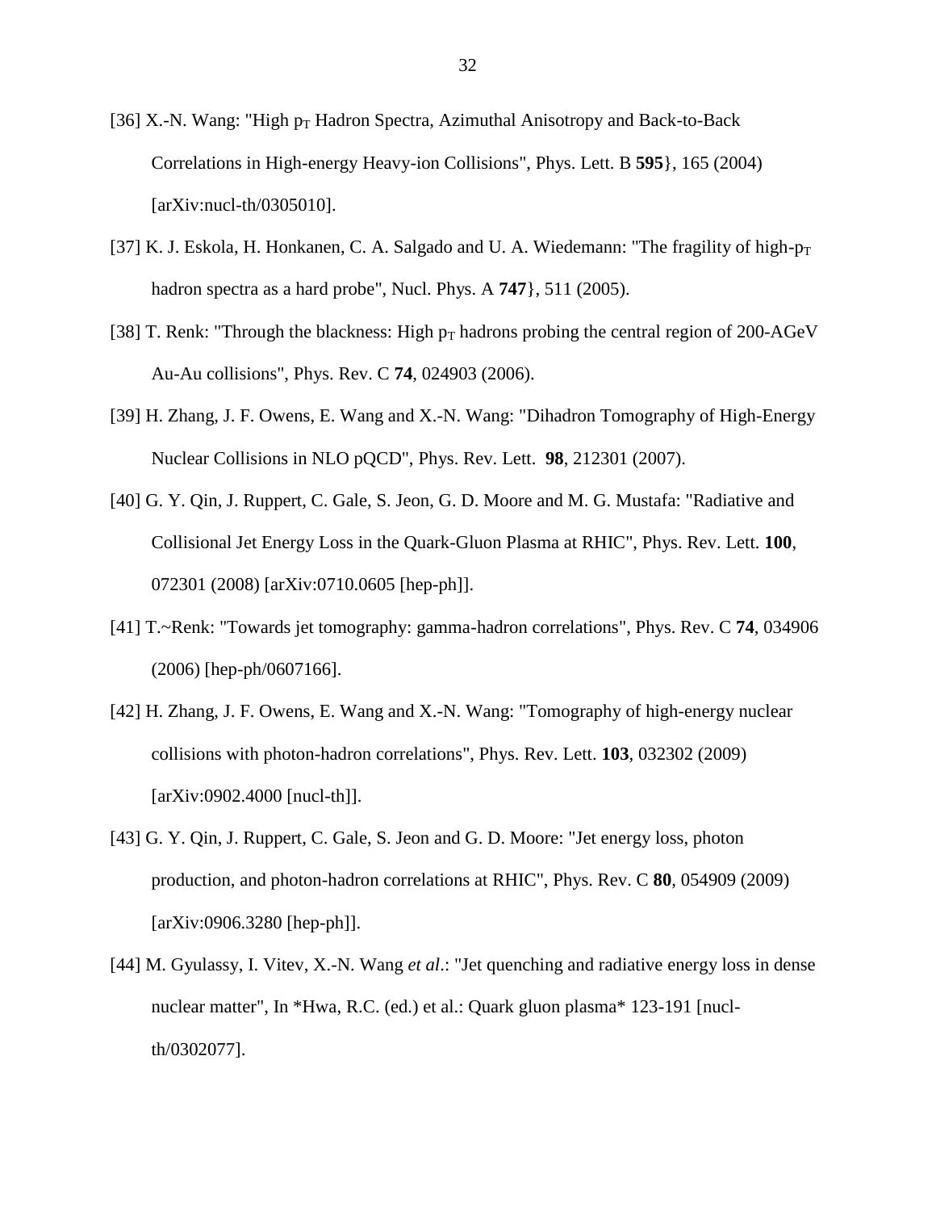[36] X.-N. Wang: "High $p_T$ Hadron Spectra, Azimuthal Anisotropy and Back-to-Back Correlations in High-energy Heavy-ion Collisions", Phys. Lett. B **595**}, 165 (2004) [arXiv:nucl-th/0305010].

[37] K. J. Eskola, H. Honkanen, C. A. Salgado and U. A. Wiedemann: "The fragility of high-$p_T$ hadron spectra as a hard probe", Nucl. Phys. A **747**}, 511 (2005).

[38] T. Renk: "Through the blackness: High $p_T$ hadrons probing the central region of 200-AGeV Au-Au collisions", Phys. Rev. C **74**, 024903 (2006).

[39] H. Zhang, J. F. Owens, E. Wang and X.-N. Wang: "Dihadron Tomography of High-Energy Nuclear Collisions in NLO pQCD", Phys. Rev. Lett. **98**, 212301 (2007).

[40] G. Y. Qin, J. Ruppert, C. Gale, S. Jeon, G. D. Moore and M. G. Mustafa: "Radiative and Collisional Jet Energy Loss in the Quark-Gluon Plasma at RHIC", Phys. Rev. Lett. **100**, 072301 (2008) [arXiv:0710.0605 [hep-ph]].

[41] T.~Renk: "Towards jet tomography: gamma-hadron correlations", Phys. Rev. C **74**, 034906 (2006) [hep-ph/0607166].

[42] H. Zhang, J. F. Owens, E. Wang and X.-N. Wang: "Tomography of high-energy nuclear collisions with photon-hadron correlations", Phys. Rev. Lett. **103**, 032302 (2009) [arXiv:0902.4000 [nucl-th]].

[43] G. Y. Qin, J. Ruppert, C. Gale, S. Jeon and G. D. Moore: "Jet energy loss, photon production, and photon-hadron correlations at RHIC", Phys. Rev. C **80**, 054909 (2009) [arXiv:0906.3280 [hep-ph]].

[44] M. Gyulassy, I. Vitev, X.-N. Wang *et al*.: "Jet quenching and radiative energy loss in dense nuclear matter", In *Hwa, R.C. (ed.) et al.: Quark gluon plasma* 123-191 [nucl-th/0302077].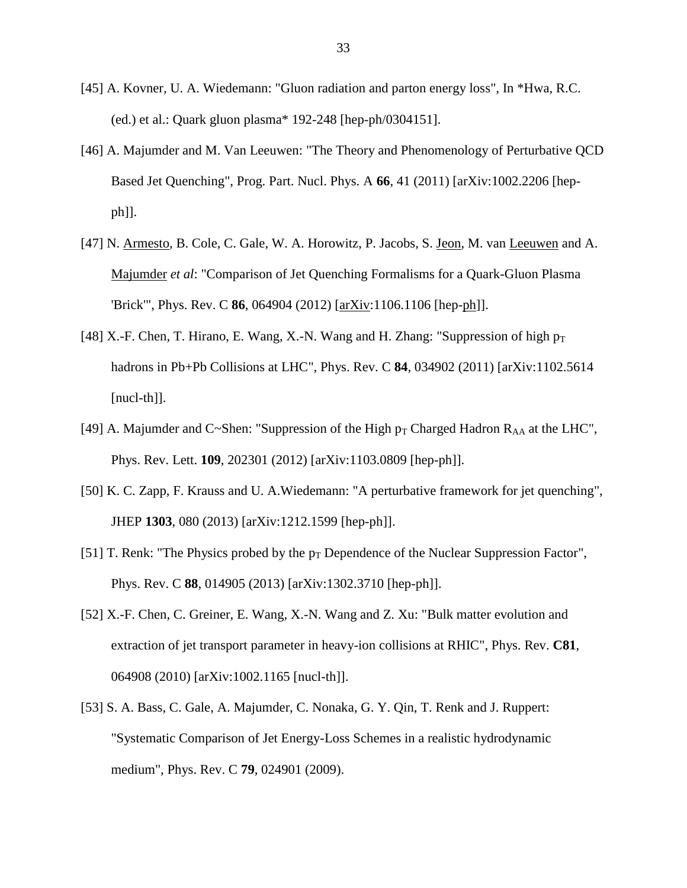[45] A. Kovner, U. A. Wiedemann: "Gluon radiation and parton energy loss", In *Hwa, R.C. (ed.) et al.: Quark gluon plasma* 192-248 [hep-ph/0304151].

[46] A. Majumder and M. Van Leeuwen: "The Theory and Phenomenology of Perturbative QCD Based Jet Quenching", Prog. Part. Nucl. Phys. A **66**, 41 (2011) [arXiv:1002.2206 [hep-ph]].

[47] N. Armesto, B. Cole, C. Gale, W. A. Horowitz, P. Jacobs, S. Jeon, M. van Leeuwen and A. Majumder *et al*: "Comparison of Jet Quenching Formalisms for a Quark-Gluon Plasma 'Brick'", Phys. Rev. C **86**, 064904 (2012) [arXiv:1106.1106 [hep-ph]].

[48] X.-F. Chen, T. Hirano, E. Wang, X.-N. Wang and H. Zhang: "Suppression of high $p_T$ hadrons in Pb+Pb Collisions at LHC", Phys. Rev. C **84**, 034902 (2011) [arXiv:1102.5614 [nucl-th]].

[49] A. Majumder and C~Shen: "Suppression of the High $p_T$ Charged Hadron $R_{AA}$ at the LHC", Phys. Rev. Lett. **109**, 202301 (2012) [arXiv:1103.0809 [hep-ph]].

[50] K. C. Zapp, F. Krauss and U. A.Wiedemann: "A perturbative framework for jet quenching", JHEP **1303**, 080 (2013) [arXiv:1212.1599 [hep-ph]].

[51] T. Renk: "The Physics probed by the $p_T$ Dependence of the Nuclear Suppression Factor", Phys. Rev. C **88**, 014905 (2013) [arXiv:1302.3710 [hep-ph]].

[52] X.-F. Chen, C. Greiner, E. Wang, X.-N. Wang and Z. Xu: "Bulk matter evolution and extraction of jet transport parameter in heavy-ion collisions at RHIC", Phys. Rev. **C81**, 064908 (2010) [arXiv:1002.1165 [nucl-th]].

[53] S. A. Bass, C. Gale, A. Majumder, C. Nonaka, G. Y. Qin, T. Renk and J. Ruppert: "Systematic Comparison of Jet Energy-Loss Schemes in a realistic hydrodynamic medium", Phys. Rev. C **79**, 024901 (2009).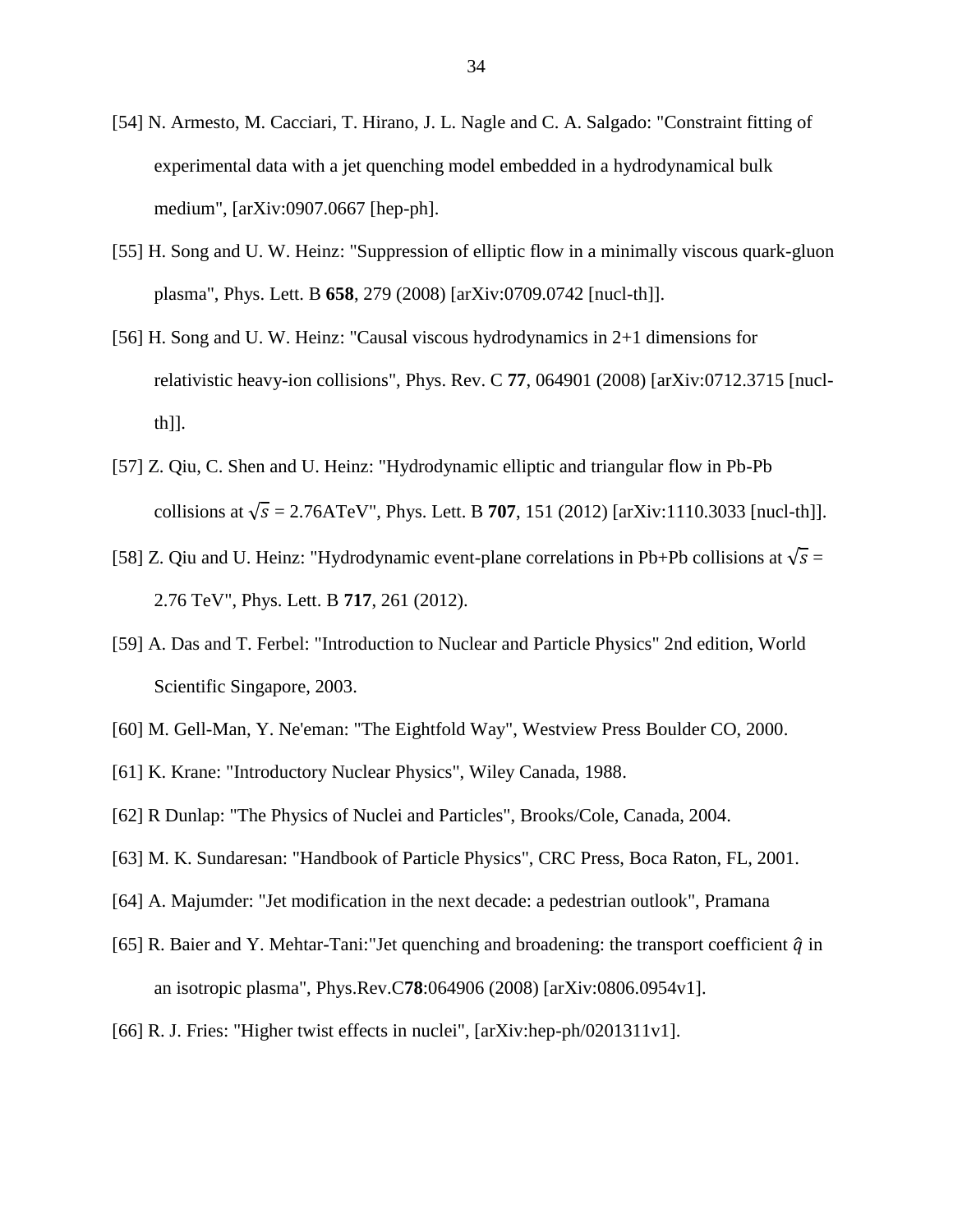[54] N. Armesto, M. Cacciari, T. Hirano, J. L. Nagle and C. A. Salgado: "Constraint fitting of experimental data with a jet quenching model embedded in a hydrodynamical bulk medium", [arXiv:0907.0667 [hep-ph].

[55] H. Song and U. W. Heinz: "Suppression of elliptic flow in a minimally viscous quark-gluon plasma", Phys. Lett. B **658**, 279 (2008) [arXiv:0709.0742 [nucl-th]].

[56] H. Song and U. W. Heinz: "Causal viscous hydrodynamics in 2+1 dimensions for relativistic heavy-ion collisions", Phys. Rev. C **77**, 064901 (2008) [arXiv:0712.3715 [nucl-th]].

[57] Z. Qiu, C. Shen and U. Heinz: "Hydrodynamic elliptic and triangular flow in Pb-Pb collisions at $\sqrt{s}$ = 2.76ATeV", Phys. Lett. B **707**, 151 (2012) [arXiv:1110.3033 [nucl-th]].

[58] Z. Qiu and U. Heinz: "Hydrodynamic event-plane correlations in Pb+Pb collisions at $\sqrt{s}$ = 2.76 TeV", Phys. Lett. B **717**, 261 (2012).

[59] A. Das and T. Ferbel: "Introduction to Nuclear and Particle Physics" 2nd edition, World Scientific Singapore, 2003.

[60] M. Gell-Man, Y. Ne'eman: "The Eightfold Way", Westview Press Boulder CO, 2000.

[61] K. Krane: "Introductory Nuclear Physics", Wiley Canada, 1988.

[62] R Dunlap: "The Physics of Nuclei and Particles", Brooks/Cole, Canada, 2004.

[63] M. K. Sundaresan: "Handbook of Particle Physics", CRC Press, Boca Raton, FL, 2001.

[64] A. Majumder: "Jet modification in the next decade: a pedestrian outlook", Pramana

[65] R. Baier and Y. Mehtar-Tani:"Jet quenching and broadening: the transport coefficient $\hat{q}$ in an isotropic plasma", Phys.Rev.C**78**:064906 (2008) [arXiv:0806.0954v1].

[66] R. J. Fries: "Higher twist effects in nuclei", [arXiv:hep-ph/0201311v1].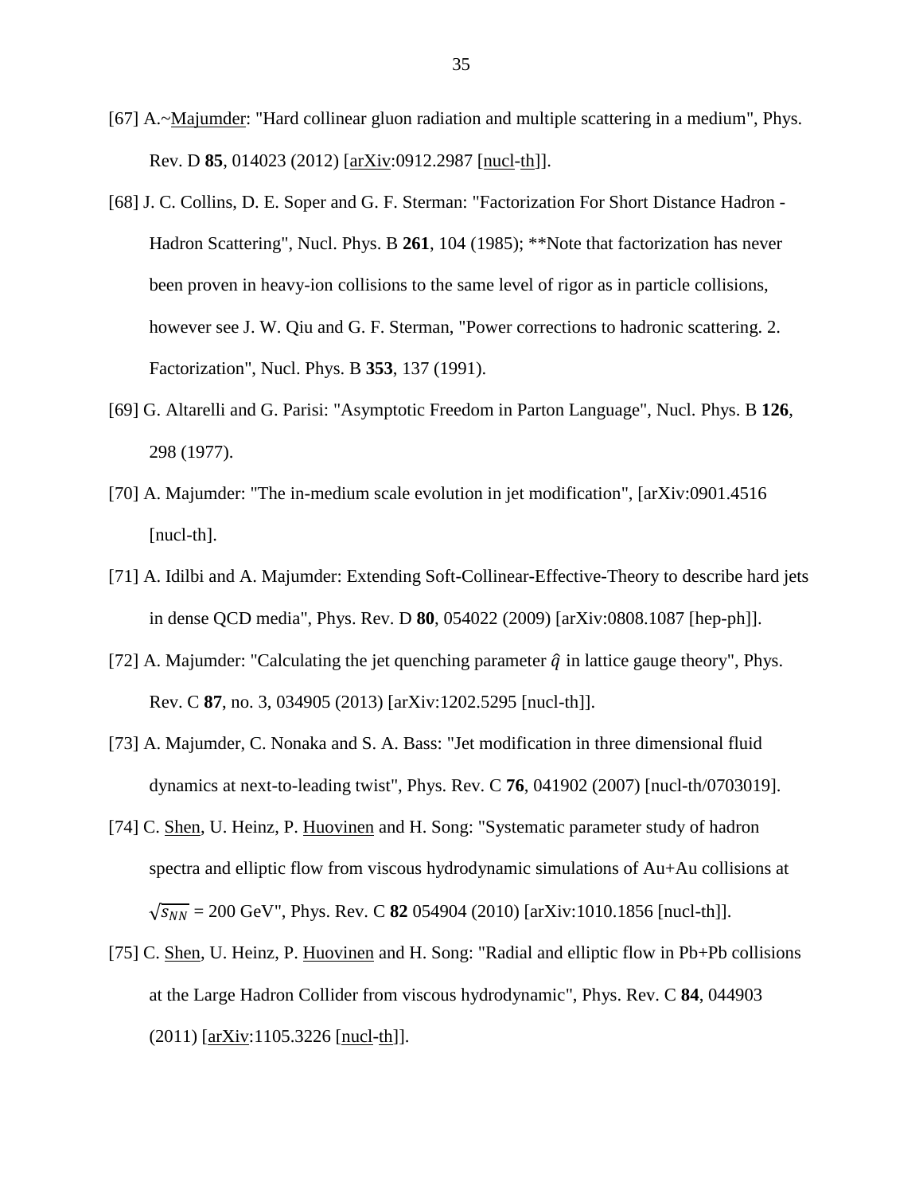[67] A.~Majumder: "Hard collinear gluon radiation and multiple scattering in a medium", Phys. Rev. D **85**, 014023 (2012) [arXiv:0912.2987 [nucl-th]].

[68] J. C. Collins, D. E. Soper and G. F. Sterman: "Factorization For Short Distance Hadron - Hadron Scattering", Nucl. Phys. B **261**, 104 (1985); **Note that factorization has never been proven in heavy-ion collisions to the same level of rigor as in particle collisions, however see J. W. Qiu and G. F. Sterman, "Power corrections to hadronic scattering. 2. Factorization", Nucl. Phys. B **353**, 137 (1991).

[69] G. Altarelli and G. Parisi: "Asymptotic Freedom in Parton Language", Nucl. Phys. B **126**, 298 (1977).

[70] A. Majumder: "The in-medium scale evolution in jet modification", [arXiv:0901.4516 [nucl-th].

[71] A. Idilbi and A. Majumder: Extending Soft-Collinear-Effective-Theory to describe hard jets in dense QCD media", Phys. Rev. D **80**, 054022 (2009) [arXiv:0808.1087 [hep-ph]].

[72] A. Majumder: "Calculating the jet quenching parameter $\hat{q}$ in lattice gauge theory", Phys. Rev. C **87**, no. 3, 034905 (2013) [arXiv:1202.5295 [nucl-th]].

[73] A. Majumder, C. Nonaka and S. A. Bass: "Jet modification in three dimensional fluid dynamics at next-to-leading twist", Phys. Rev. C **76**, 041902 (2007) [nucl-th/0703019].

[74] C. Shen, U. Heinz, P. Huovinen and H. Song: "Systematic parameter study of hadron spectra and elliptic flow from viscous hydrodynamic simulations of Au+Au collisions at $\sqrt{s_{NN}}$ = 200 GeV", Phys. Rev. C **82** 054904 (2010) [arXiv:1010.1856 [nucl-th]].

[75] C. Shen, U. Heinz, P. Huovinen and H. Song: "Radial and elliptic flow in Pb+Pb collisions at the Large Hadron Collider from viscous hydrodynamic", Phys. Rev. C **84**, 044903 (2011) [arXiv:1105.3226 [nucl-th]].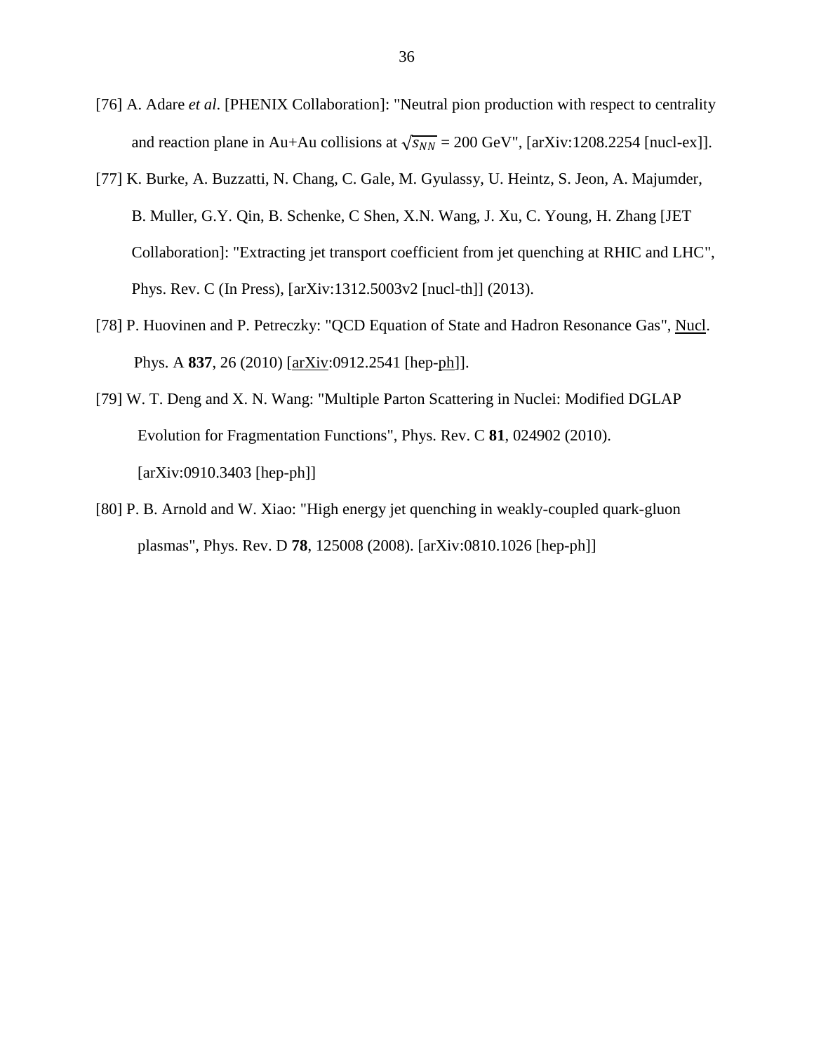[76] A. Adare *et al*. [PHENIX Collaboration]: "Neutral pion production with respect to centrality and reaction plane in Au+Au collisions at $\sqrt{s_{NN}}$ = 200 GeV", [arXiv:1208.2254 [nucl-ex]].

[77] K. Burke, A. Buzzatti, N. Chang, C. Gale, M. Gyulassy, U. Heintz, S. Jeon, A. Majumder, B. Muller, G.Y. Qin, B. Schenke, C Shen, X.N. Wang, J. Xu, C. Young, H. Zhang [JET Collaboration]: "Extracting jet transport coefficient from jet quenching at RHIC and LHC", Phys. Rev. C (In Press), [arXiv:1312.5003v2 [nucl-th]] (2013).

[78] P. Huovinen and P. Petreczky: "QCD Equation of State and Hadron Resonance Gas", Nucl. Phys. A **837**, 26 (2010) [arXiv:0912.2541 [hep-ph]].

[79] W. T. Deng and X. N. Wang: "Multiple Parton Scattering in Nuclei: Modified DGLAP Evolution for Fragmentation Functions", Phys. Rev. C **81**, 024902 (2010). [arXiv:0910.3403 [hep-ph]]

[80] P. B. Arnold and W. Xiao: "High energy jet quenching in weakly-coupled quark-gluon plasmas", Phys. Rev. D **78**, 125008 (2008). [arXiv:0810.1026 [hep-ph]]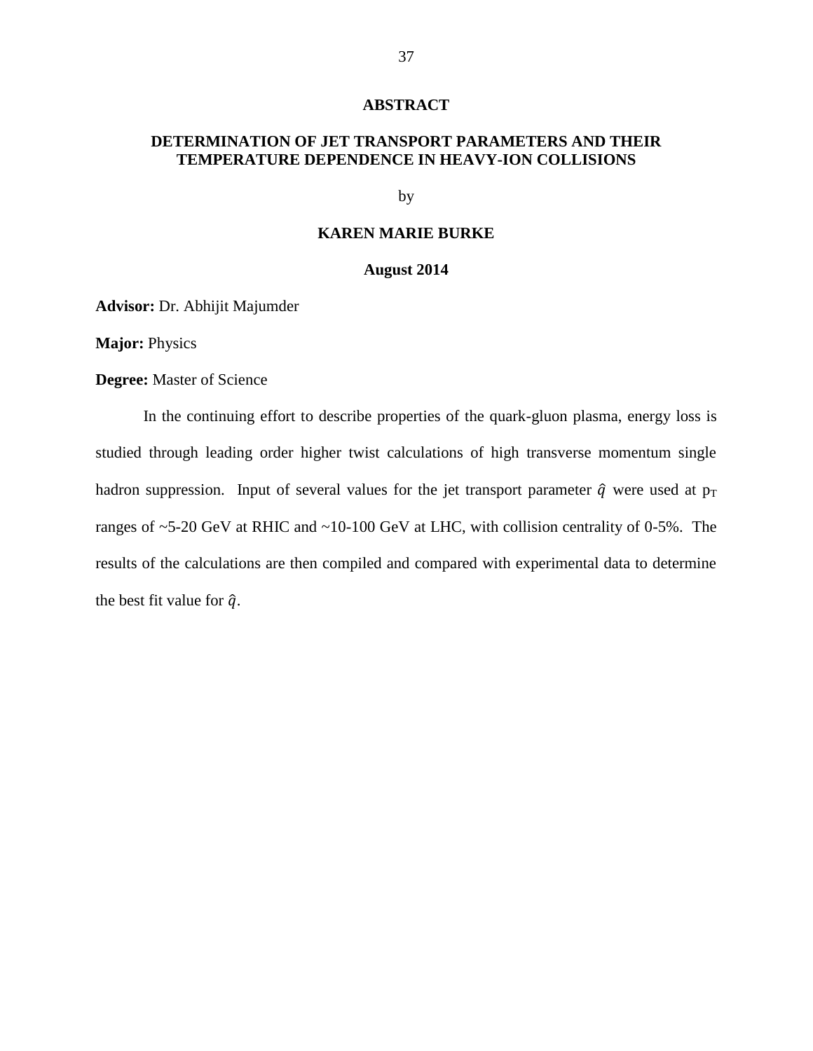# ABSTRACT

## DETERMINATION OF JET TRANSPORT PARAMETERS AND THEIR TEMPERATURE DEPENDENCE IN HEAVY-ION COLLISIONS

by

**KAREN MARIE BURKE**

**August 2014**

**Advisor:** Dr. Abhijit Majumder

**Major:** Physics

**Degree:** Master of Science

In the continuing effort to describe properties of the quark-gluon plasma, energy loss is studied through leading order higher twist calculations of high transverse momentum single hadron suppression. Input of several values for the jet transport parameter $\hat{q}$ were used at $p_T$ ranges of ~5-20 GeV at RHIC and ~10-100 GeV at LHC, with collision centrality of 0-5%. The results of the calculations are then compiled and compared with experimental data to determine the best fit value for $\hat{q}$.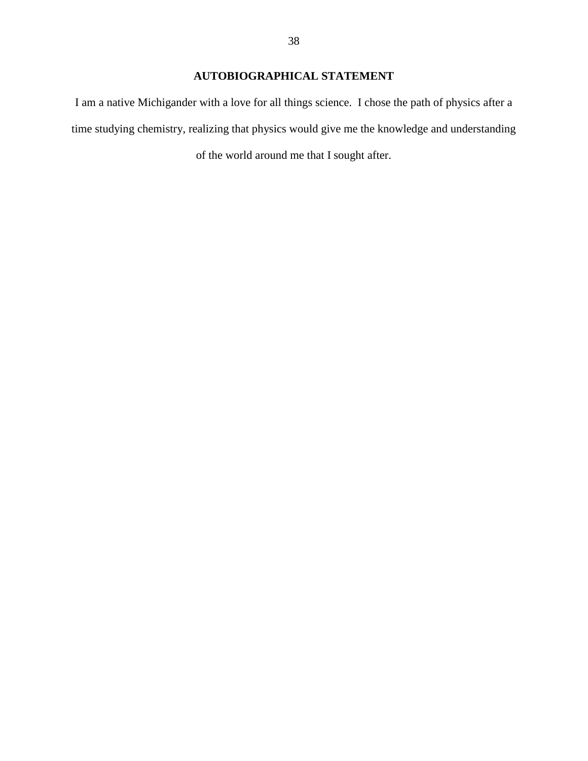# AUTOBIOGRAPHICAL STATEMENT

I am a native Michigander with a love for all things science. I chose the path of physics after a time studying chemistry, realizing that physics would give me the knowledge and understanding of the world around me that I sought after.